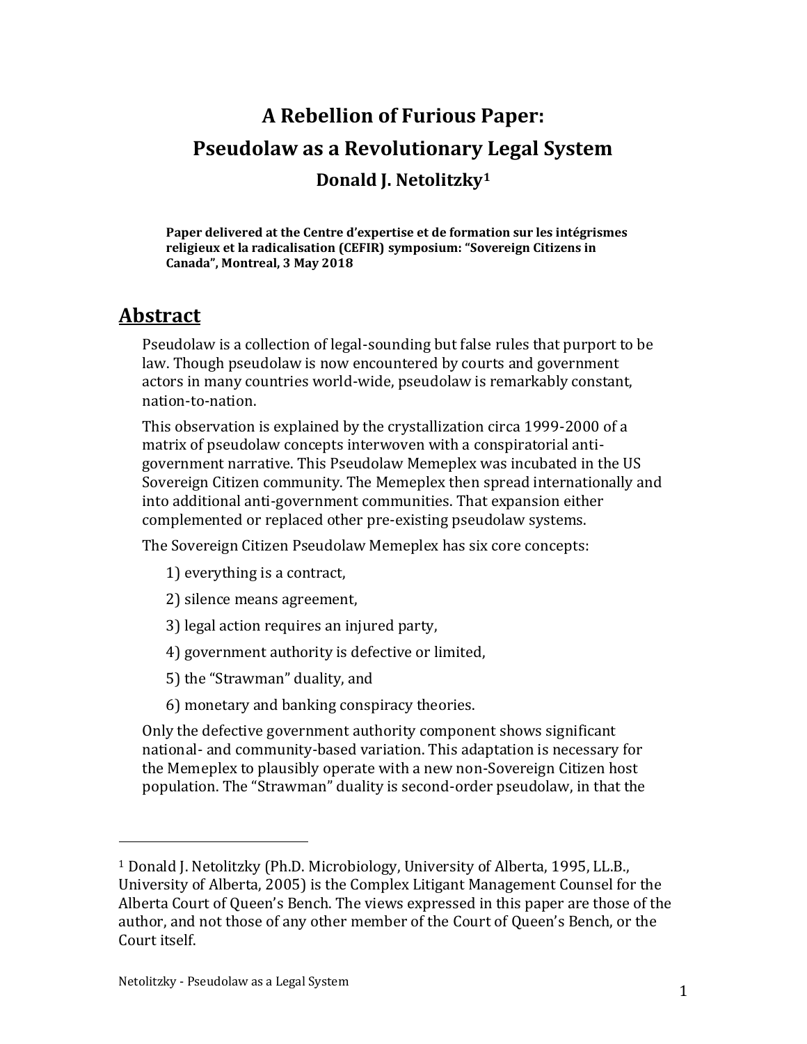# A Rebellion of Furious Paper:
# Pseudolaw as a Revolutionary Legal System

### Donald J. Netolitzky[1]

**Paper delivered at the Centre d'expertise et de formation sur les intégrismes religieux et la radicalisation (CEFIR) symposium: "Sovereign Citizens in Canada", Montreal, 3 May 2018**

## Abstract

Pseudolaw is a collection of legal-sounding but false rules that purport to be law. Though pseudolaw is now encountered by courts and government actors in many countries world-wide, pseudolaw is remarkably constant, nation-to-nation.

This observation is explained by the crystallization circa 1999-2000 of a matrix of pseudolaw concepts interwoven with a conspiratorial anti-government narrative. This Pseudolaw Memeplex was incubated in the US Sovereign Citizen community. The Memeplex then spread internationally and into additional anti-government communities. That expansion either complemented or replaced other pre-existing pseudolaw systems.

The Sovereign Citizen Pseudolaw Memeplex has six core concepts:

1) everything is a contract,
2) silence means agreement,
3) legal action requires an injured party,
4) government authority is defective or limited,
5) the "Strawman" duality, and
6) monetary and banking conspiracy theories.

Only the defective government authority component shows significant national- and community-based variation. This adaptation is necessary for the Memeplex to plausibly operate with a new non-Sovereign Citizen host population. The "Strawman" duality is second-order pseudolaw, in that the

---

[1] Donald J. Netolitzky (Ph.D. Microbiology, University of Alberta, 1995, LL.B., University of Alberta, 2005) is the Complex Litigant Management Counsel for the Alberta Court of Queen's Bench. The views expressed in this paper are those of the author, and not those of any other member of the Court of Queen's Bench, or the Court itself.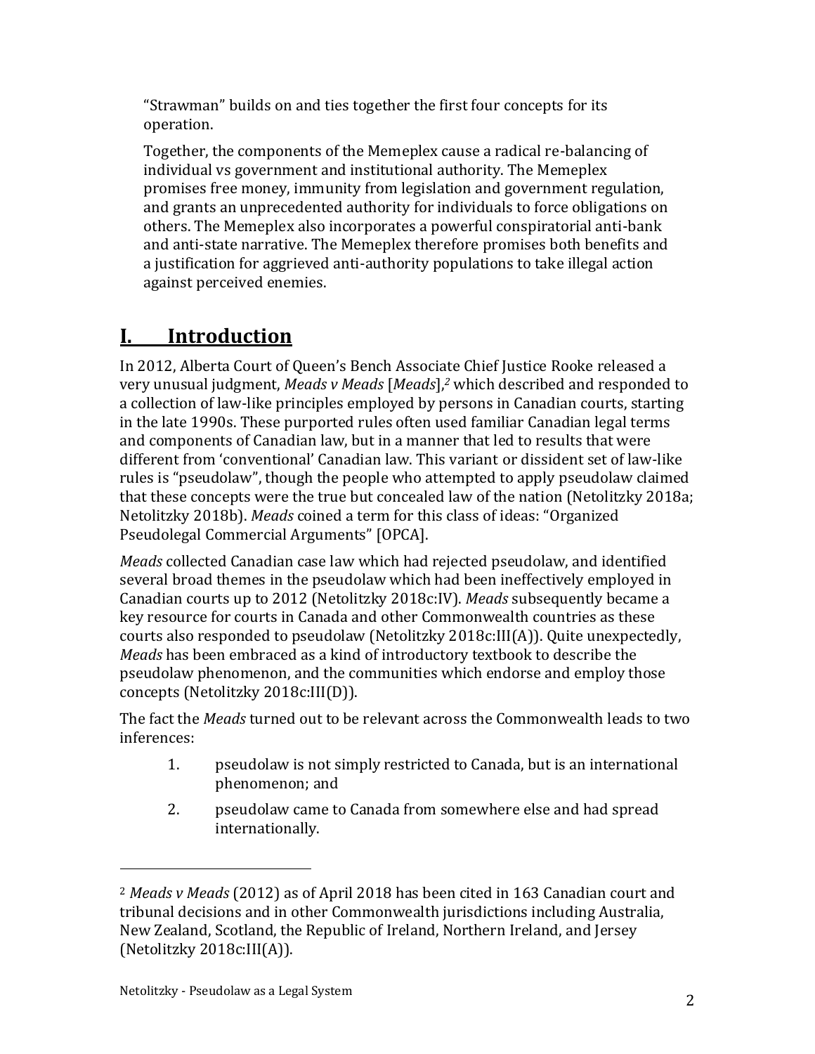"Strawman" builds on and ties together the first four concepts for its operation.

Together, the components of the Memeplex cause a radical re-balancing of individual vs government and institutional authority. The Memeplex promises free money, immunity from legislation and government regulation, and grants an unprecedented authority for individuals to force obligations on others. The Memeplex also incorporates a powerful conspiratorial anti-bank and anti-state narrative. The Memeplex therefore promises both benefits and a justification for aggrieved anti-authority populations to take illegal action against perceived enemies.

# I. Introduction

In 2012, Alberta Court of Queen's Bench Associate Chief Justice Rooke released a very unusual judgment, *Meads v Meads* [*Meads*],[2] which described and responded to a collection of law-like principles employed by persons in Canadian courts, starting in the late 1990s. These purported rules often used familiar Canadian legal terms and components of Canadian law, but in a manner that led to results that were different from 'conventional' Canadian law. This variant or dissident set of law-like rules is "pseudolaw", though the people who attempted to apply pseudolaw claimed that these concepts were the true but concealed law of the nation (Netolitzky 2018a; Netolitzky 2018b). *Meads* coined a term for this class of ideas: "Organized Pseudolegal Commercial Arguments" [OPCA].

*Meads* collected Canadian case law which had rejected pseudolaw, and identified several broad themes in the pseudolaw which had been ineffectively employed in Canadian courts up to 2012 (Netolitzky 2018c:IV). *Meads* subsequently became a key resource for courts in Canada and other Commonwealth countries as these courts also responded to pseudolaw (Netolitzky 2018c:III(A)). Quite unexpectedly, *Meads* has been embraced as a kind of introductory textbook to describe the pseudolaw phenomenon, and the communities which endorse and employ those concepts (Netolitzky 2018c:III(D)).

The fact the *Meads* turned out to be relevant across the Commonwealth leads to two inferences:

1. pseudolaw is not simply restricted to Canada, but is an international phenomenon; and
2. pseudolaw came to Canada from somewhere else and had spread internationally.

---

[2] *Meads v Meads* (2012) as of April 2018 has been cited in 163 Canadian court and tribunal decisions and in other Commonwealth jurisdictions including Australia, New Zealand, Scotland, the Republic of Ireland, Northern Ireland, and Jersey (Netolitzky 2018c:III(A)).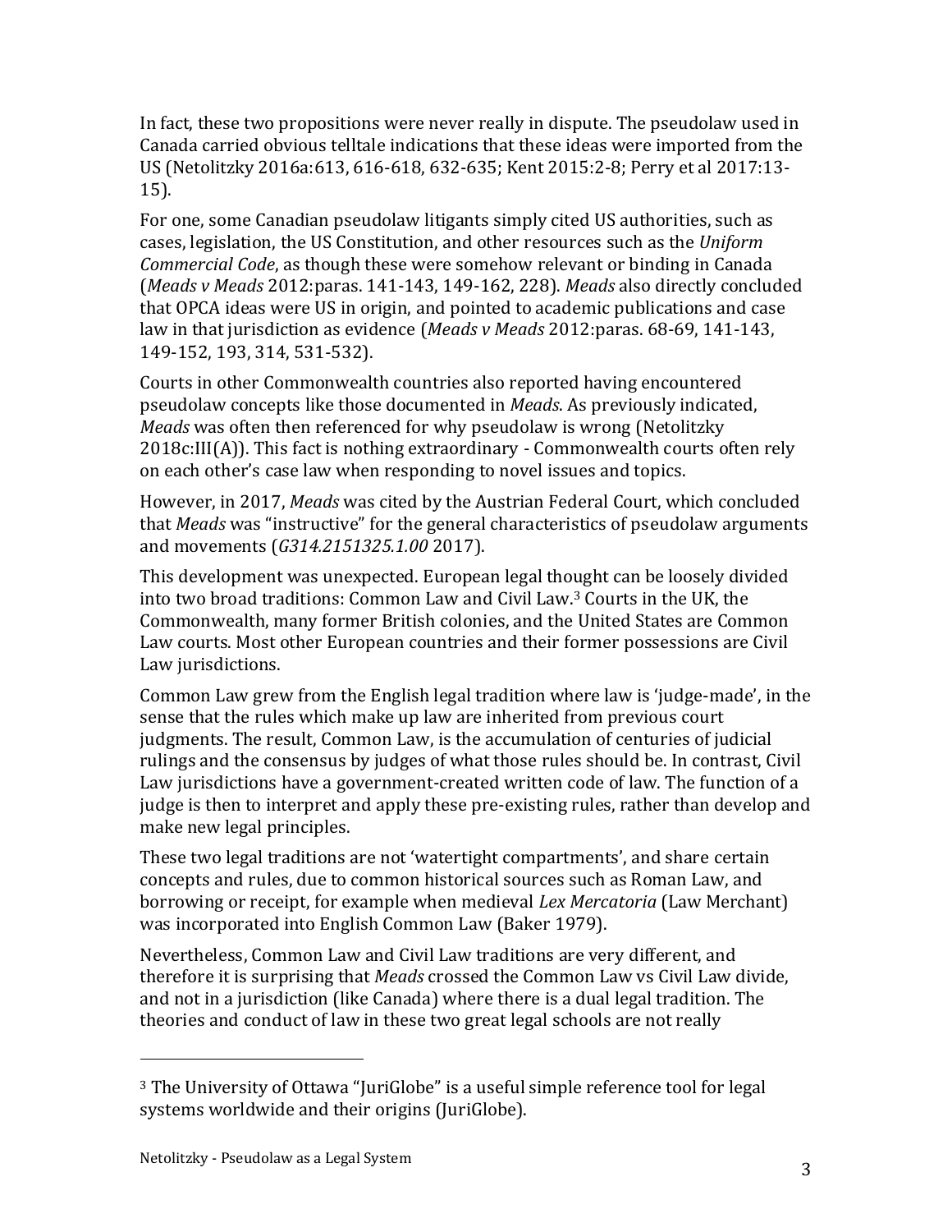In fact, these two propositions were never really in dispute. The pseudolaw used in Canada carried obvious telltale indications that these ideas were imported from the US (Netolitzky 2016a:613, 616-618, 632-635; Kent 2015:2-8; Perry et al 2017:13-15).

For one, some Canadian pseudolaw litigants simply cited US authorities, such as cases, legislation, the US Constitution, and other resources such as the *Uniform Commercial Code*, as though these were somehow relevant or binding in Canada (*Meads v Meads* 2012:paras. 141-143, 149-162, 228). *Meads* also directly concluded that OPCA ideas were US in origin, and pointed to academic publications and case law in that jurisdiction as evidence (*Meads v Meads* 2012:paras. 68-69, 141-143, 149-152, 193, 314, 531-532).

Courts in other Commonwealth countries also reported having encountered pseudolaw concepts like those documented in *Meads*. As previously indicated, *Meads* was often then referenced for why pseudolaw is wrong (Netolitzky 2018c:III(A)). This fact is nothing extraordinary - Commonwealth courts often rely on each other's case law when responding to novel issues and topics.

However, in 2017, *Meads* was cited by the Austrian Federal Court, which concluded that *Meads* was "instructive" for the general characteristics of pseudolaw arguments and movements (*G314.2151325.1.00* 2017).

This development was unexpected. European legal thought can be loosely divided into two broad traditions: Common Law and Civil Law.[3] Courts in the UK, the Commonwealth, many former British colonies, and the United States are Common Law courts. Most other European countries and their former possessions are Civil Law jurisdictions.

Common Law grew from the English legal tradition where law is 'judge-made', in the sense that the rules which make up law are inherited from previous court judgments. The result, Common Law, is the accumulation of centuries of judicial rulings and the consensus by judges of what those rules should be. In contrast, Civil Law jurisdictions have a government-created written code of law. The function of a judge is then to interpret and apply these pre-existing rules, rather than develop and make new legal principles.

These two legal traditions are not 'watertight compartments', and share certain concepts and rules, due to common historical sources such as Roman Law, and borrowing or receipt, for example when medieval *Lex Mercatoria* (Law Merchant) was incorporated into English Common Law (Baker 1979).

Nevertheless, Common Law and Civil Law traditions are very different, and therefore it is surprising that *Meads* crossed the Common Law vs Civil Law divide, and not in a jurisdiction (like Canada) where there is a dual legal tradition. The theories and conduct of law in these two great legal schools are not really

[3] The University of Ottawa "JuriGlobe" is a useful simple reference tool for legal systems worldwide and their origins (JuriGlobe).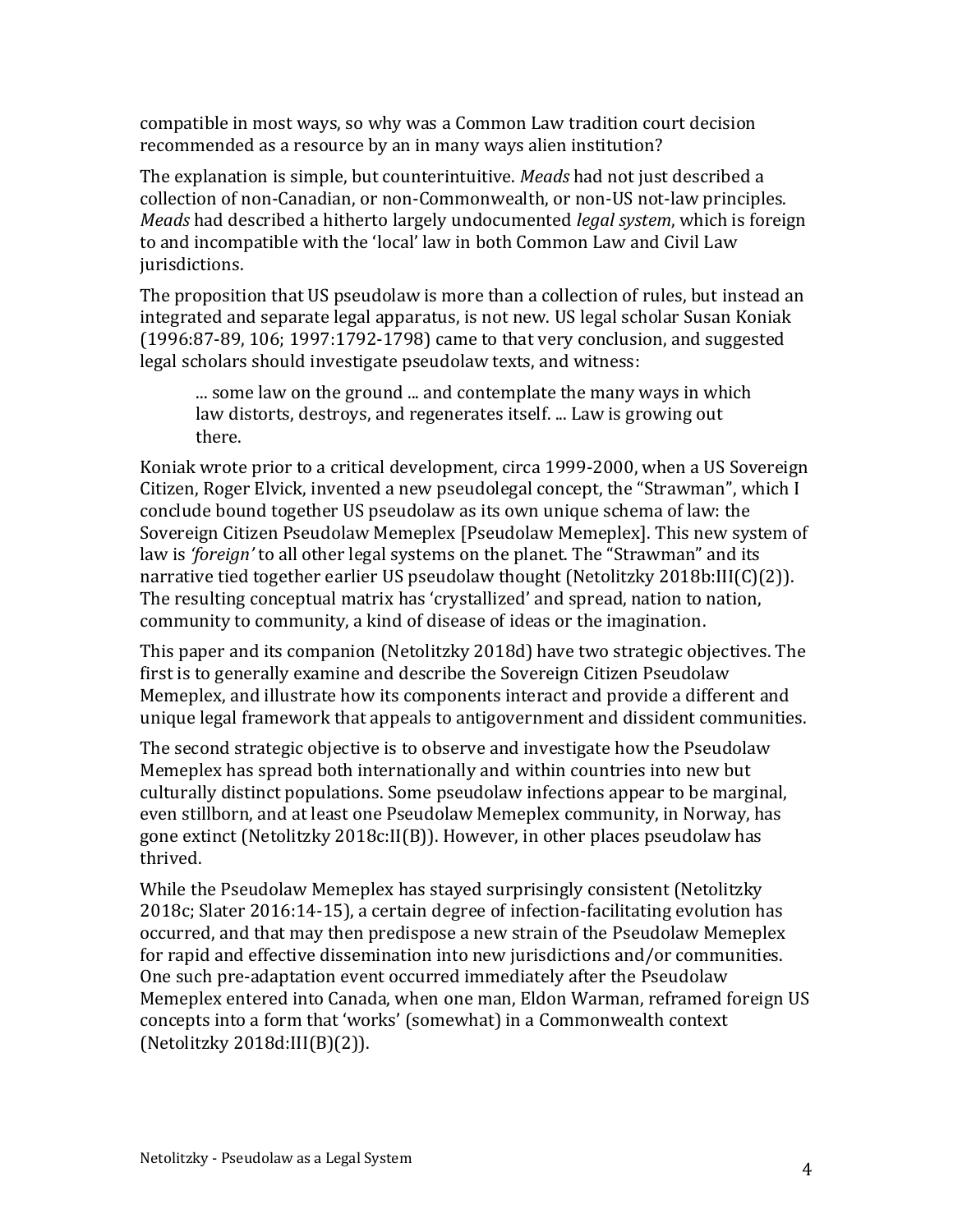compatible in most ways, so why was a Common Law tradition court decision recommended as a resource by an in many ways alien institution?

The explanation is simple, but counterintuitive. *Meads* had not just described a collection of non-Canadian, or non-Commonwealth, or non-US not-law principles. *Meads* had described a hitherto largely undocumented *legal system*, which is foreign to and incompatible with the 'local' law in both Common Law and Civil Law jurisdictions.

The proposition that US pseudolaw is more than a collection of rules, but instead an integrated and separate legal apparatus, is not new. US legal scholar Susan Koniak (1996:87-89, 106; 1997:1792-1798) came to that very conclusion, and suggested legal scholars should investigate pseudolaw texts, and witness:

> ... some law on the ground ... and contemplate the many ways in which law distorts, destroys, and regenerates itself. ... Law is growing out there.

Koniak wrote prior to a critical development, circa 1999-2000, when a US Sovereign Citizen, Roger Elvick, invented a new pseudolegal concept, the "Strawman", which I conclude bound together US pseudolaw as its own unique schema of law: the Sovereign Citizen Pseudolaw Memeplex [Pseudolaw Memeplex]. This new system of law is *'foreign'* to all other legal systems on the planet. The "Strawman" and its narrative tied together earlier US pseudolaw thought (Netolitzky 2018b:III(C)(2)). The resulting conceptual matrix has 'crystallized' and spread, nation to nation, community to community, a kind of disease of ideas or the imagination.

This paper and its companion (Netolitzky 2018d) have two strategic objectives. The first is to generally examine and describe the Sovereign Citizen Pseudolaw Memeplex, and illustrate how its components interact and provide a different and unique legal framework that appeals to antigovernment and dissident communities.

The second strategic objective is to observe and investigate how the Pseudolaw Memeplex has spread both internationally and within countries into new but culturally distinct populations. Some pseudolaw infections appear to be marginal, even stillborn, and at least one Pseudolaw Memeplex community, in Norway, has gone extinct (Netolitzky 2018c:II(B)). However, in other places pseudolaw has thrived.

While the Pseudolaw Memeplex has stayed surprisingly consistent (Netolitzky 2018c; Slater 2016:14-15), a certain degree of infection-facilitating evolution has occurred, and that may then predispose a new strain of the Pseudolaw Memeplex for rapid and effective dissemination into new jurisdictions and/or communities. One such pre-adaptation event occurred immediately after the Pseudolaw Memeplex entered into Canada, when one man, Eldon Warman, reframed foreign US concepts into a form that 'works' (somewhat) in a Commonwealth context (Netolitzky 2018d:III(B)(2)).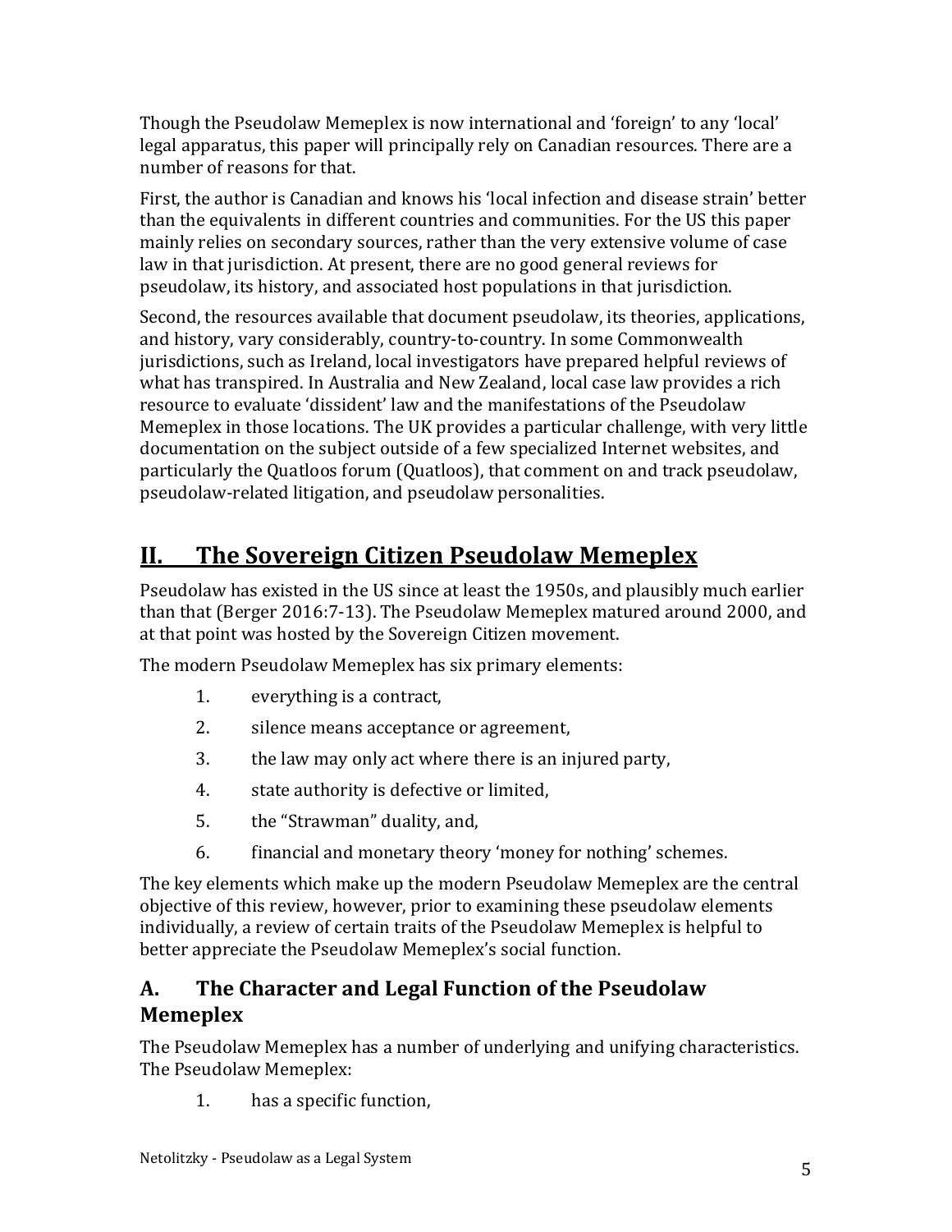Though the Pseudolaw Memeplex is now international and 'foreign' to any 'local' legal apparatus, this paper will principally rely on Canadian resources. There are a number of reasons for that.

First, the author is Canadian and knows his 'local infection and disease strain' better than the equivalents in different countries and communities. For the US this paper mainly relies on secondary sources, rather than the very extensive volume of case law in that jurisdiction. At present, there are no good general reviews for pseudolaw, its history, and associated host populations in that jurisdiction.

Second, the resources available that document pseudolaw, its theories, applications, and history, vary considerably, country-to-country. In some Commonwealth jurisdictions, such as Ireland, local investigators have prepared helpful reviews of what has transpired. In Australia and New Zealand, local case law provides a rich resource to evaluate 'dissident' law and the manifestations of the Pseudolaw Memeplex in those locations. The UK provides a particular challenge, with very little documentation on the subject outside of a few specialized Internet websites, and particularly the Quatloos forum (Quatloos), that comment on and track pseudolaw, pseudolaw-related litigation, and pseudolaw personalities.

## II. The Sovereign Citizen Pseudolaw Memeplex

Pseudolaw has existed in the US since at least the 1950s, and plausibly much earlier than that (Berger 2016:7-13). The Pseudolaw Memeplex matured around 2000, and at that point was hosted by the Sovereign Citizen movement.

The modern Pseudolaw Memeplex has six primary elements:

1. everything is a contract,
2. silence means acceptance or agreement,
3. the law may only act where there is an injured party,
4. state authority is defective or limited,
5. the "Strawman" duality, and,
6. financial and monetary theory 'money for nothing' schemes.

The key elements which make up the modern Pseudolaw Memeplex are the central objective of this review, however, prior to examining these pseudolaw elements individually, a review of certain traits of the Pseudolaw Memeplex is helpful to better appreciate the Pseudolaw Memeplex's social function.

### A. The Character and Legal Function of the Pseudolaw Memeplex

The Pseudolaw Memeplex has a number of underlying and unifying characteristics. The Pseudolaw Memeplex:

1. has a specific function,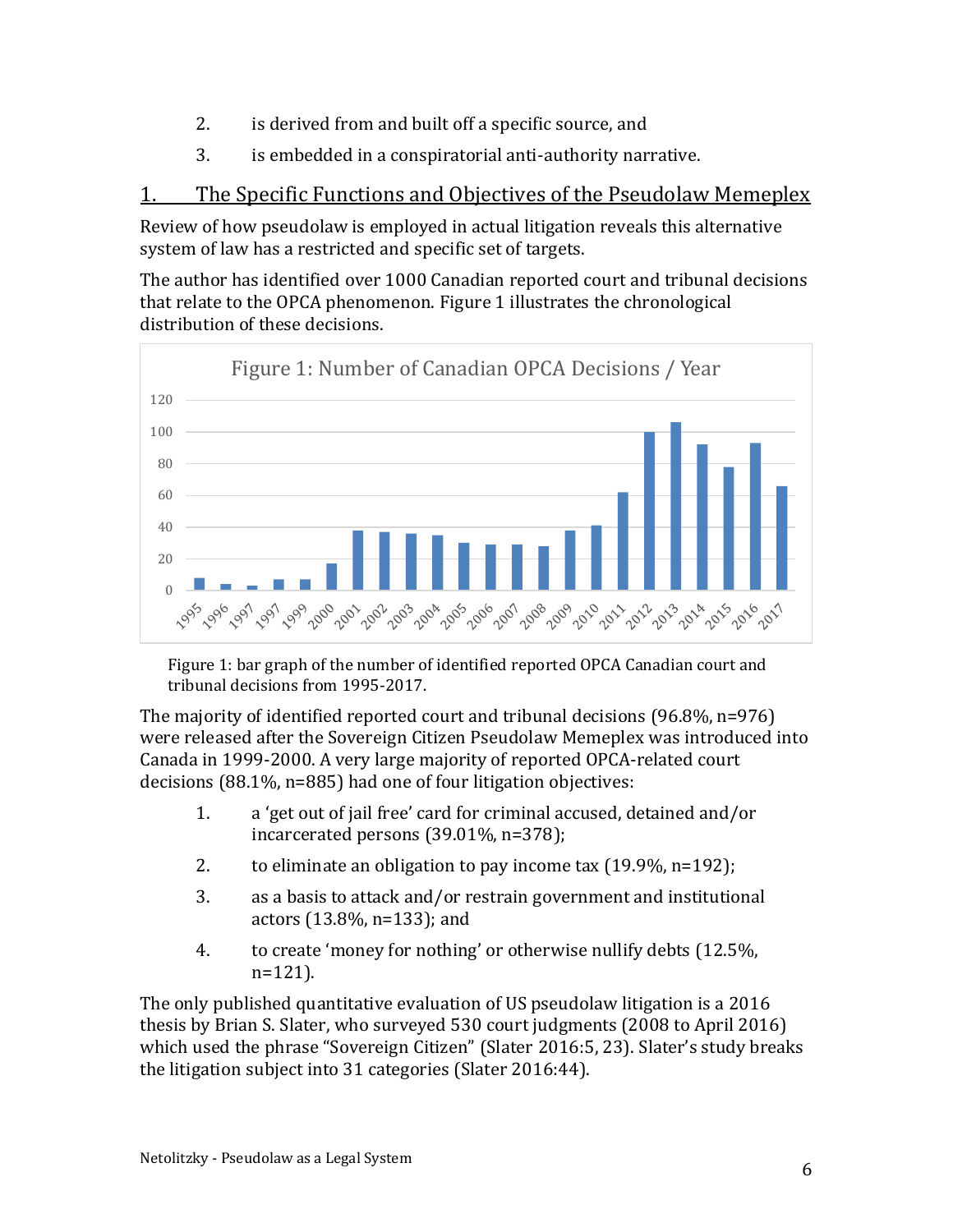2. is derived from and built off a specific source, and
3. is embedded in a conspiratorial anti-authority narrative.

## 1. The Specific Functions and Objectives of the Pseudolaw Memeplex

Review of how pseudolaw is employed in actual litigation reveals this alternative system of law has a restricted and specific set of targets.

The author has identified over 1000 Canadian reported court and tribunal decisions that relate to the OPCA phenomenon. Figure 1 illustrates the chronological distribution of these decisions.

Figure 1: bar graph of the number of identified reported OPCA Canadian court and tribunal decisions from 1995-2017.

The majority of identified reported court and tribunal decisions (96.8%, n=976) were released after the Sovereign Citizen Pseudolaw Memeplex was introduced into Canada in 1999-2000. A very large majority of reported OPCA-related court decisions (88.1%, n=885) had one of four litigation objectives:

1. a 'get out of jail free' card for criminal accused, detained and/or incarcerated persons (39.01%, n=378);
2. to eliminate an obligation to pay income tax (19.9%, n=192);
3. as a basis to attack and/or restrain government and institutional actors (13.8%, n=133); and
4. to create 'money for nothing' or otherwise nullify debts (12.5%, n=121).

The only published quantitative evaluation of US pseudolaw litigation is a 2016 thesis by Brian S. Slater, who surveyed 530 court judgments (2008 to April 2016) which used the phrase "Sovereign Citizen" (Slater 2016:5, 23). Slater's study breaks the litigation subject into 31 categories (Slater 2016:44).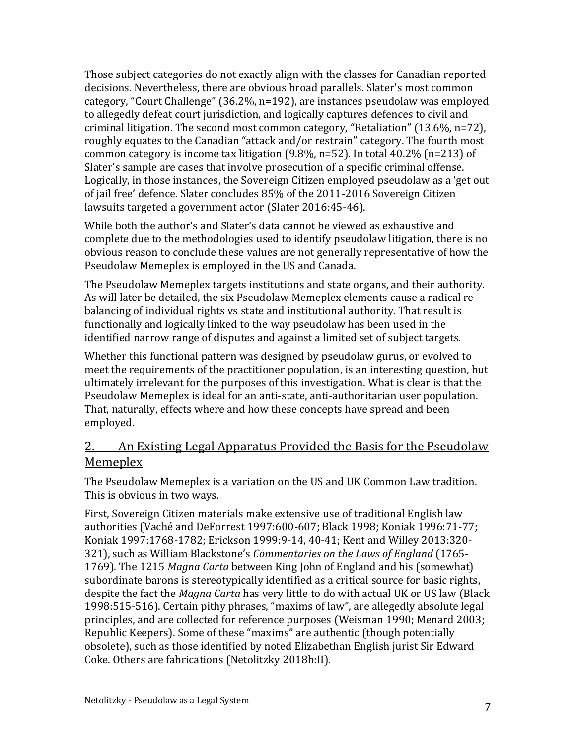Those subject categories do not exactly align with the classes for Canadian reported decisions. Nevertheless, there are obvious broad parallels. Slater's most common category, "Court Challenge" (36.2%, n=192), are instances pseudolaw was employed to allegedly defeat court jurisdiction, and logically captures defences to civil and criminal litigation. The second most common category, "Retaliation" (13.6%, n=72), roughly equates to the Canadian "attack and/or restrain" category. The fourth most common category is income tax litigation (9.8%, n=52). In total 40.2% (n=213) of Slater's sample are cases that involve prosecution of a specific criminal offense. Logically, in those instances, the Sovereign Citizen employed pseudolaw as a 'get out of jail free' defence. Slater concludes 85% of the 2011-2016 Sovereign Citizen lawsuits targeted a government actor (Slater 2016:45-46).

While both the author's and Slater's data cannot be viewed as exhaustive and complete due to the methodologies used to identify pseudolaw litigation, there is no obvious reason to conclude these values are not generally representative of how the Pseudolaw Memeplex is employed in the US and Canada.

The Pseudolaw Memeplex targets institutions and state organs, and their authority. As will later be detailed, the six Pseudolaw Memeplex elements cause a radical re-balancing of individual rights vs state and institutional authority. That result is functionally and logically linked to the way pseudolaw has been used in the identified narrow range of disputes and against a limited set of subject targets.

Whether this functional pattern was designed by pseudolaw gurus, or evolved to meet the requirements of the practitioner population, is an interesting question, but ultimately irrelevant for the purposes of this investigation. What is clear is that the Pseudolaw Memeplex is ideal for an anti-state, anti-authoritarian user population. That, naturally, effects where and how these concepts have spread and been employed.

## 2. An Existing Legal Apparatus Provided the Basis for the Pseudolaw Memeplex

The Pseudolaw Memeplex is a variation on the US and UK Common Law tradition. This is obvious in two ways.

First, Sovereign Citizen materials make extensive use of traditional English law authorities (Vaché and DeForrest 1997:600-607; Black 1998; Koniak 1996:71-77; Koniak 1997:1768-1782; Erickson 1999:9-14, 40-41; Kent and Willey 2013:320-321), such as William Blackstone's *Commentaries on the Laws of England* (1765-1769). The 1215 *Magna Carta* between King John of England and his (somewhat) subordinate barons is stereotypically identified as a critical source for basic rights, despite the fact the *Magna Carta* has very little to do with actual UK or US law (Black 1998:515-516). Certain pithy phrases, "maxims of law", are allegedly absolute legal principles, and are collected for reference purposes (Weisman 1990; Menard 2003; Republic Keepers). Some of these "maxims" are authentic (though potentially obsolete), such as those identified by noted Elizabethan English jurist Sir Edward Coke. Others are fabrications (Netolitzky 2018b:II).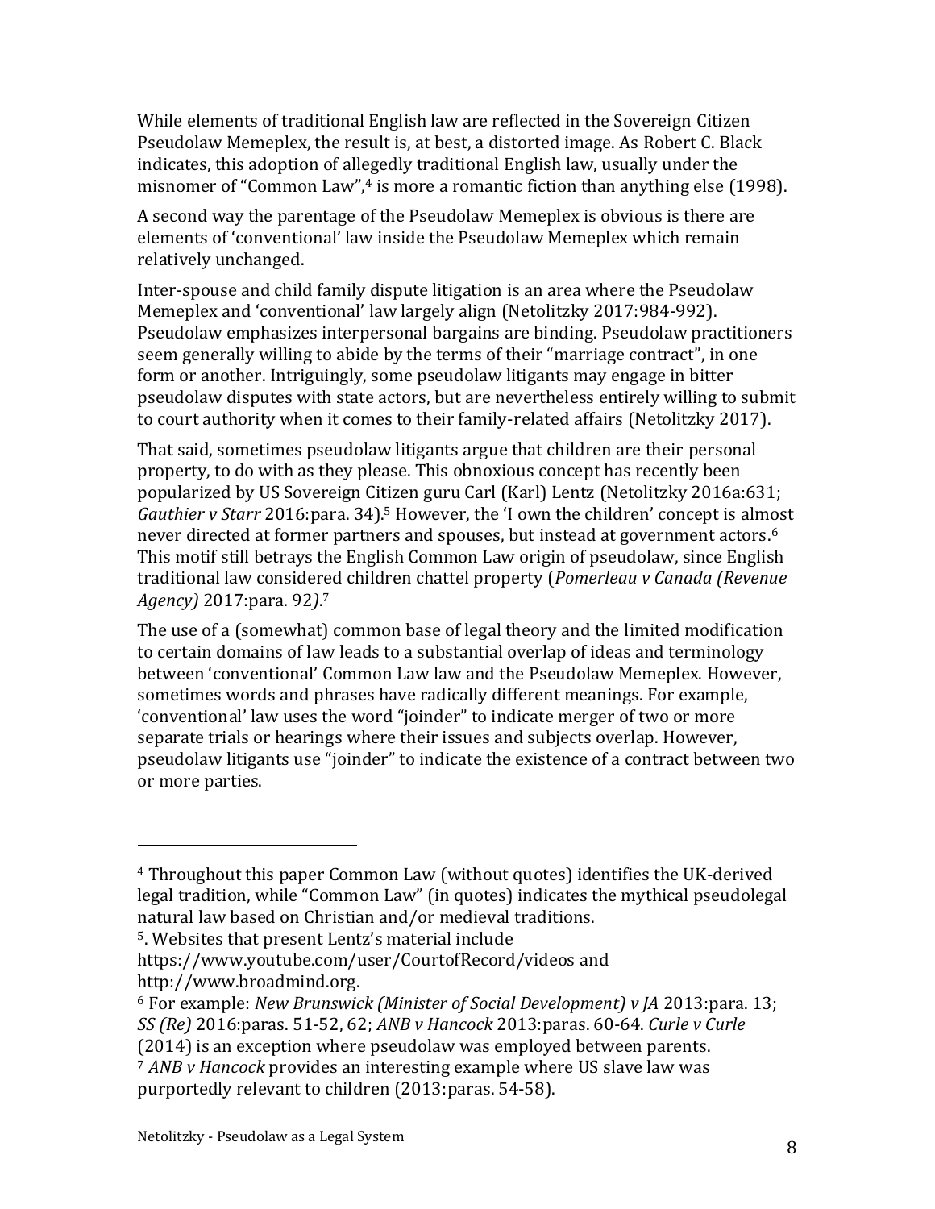While elements of traditional English law are reflected in the Sovereign Citizen Pseudolaw Memeplex, the result is, at best, a distorted image. As Robert C. Black indicates, this adoption of allegedly traditional English law, usually under the misnomer of "Common Law",[4] is more a romantic fiction than anything else (1998).

A second way the parentage of the Pseudolaw Memeplex is obvious is there are elements of 'conventional' law inside the Pseudolaw Memeplex which remain relatively unchanged.

Inter-spouse and child family dispute litigation is an area where the Pseudolaw Memeplex and 'conventional' law largely align (Netolitzky 2017:984-992). Pseudolaw emphasizes interpersonal bargains are binding. Pseudolaw practitioners seem generally willing to abide by the terms of their "marriage contract", in one form or another. Intriguingly, some pseudolaw litigants may engage in bitter pseudolaw disputes with state actors, but are nevertheless entirely willing to submit to court authority when it comes to their family-related affairs (Netolitzky 2017).

That said, sometimes pseudolaw litigants argue that children are their personal property, to do with as they please. This obnoxious concept has recently been popularized by US Sovereign Citizen guru Carl (Karl) Lentz (Netolitzky 2016a:631; *Gauthier v Starr* 2016:para. 34).[5] However, the 'I own the children' concept is almost never directed at former partners and spouses, but instead at government actors.[6] This motif still betrays the English Common Law origin of pseudolaw, since English traditional law considered children chattel property (*Pomerleau v Canada (Revenue Agency)* 2017:para. 92*)*.[7]

The use of a (somewhat) common base of legal theory and the limited modification to certain domains of law leads to a substantial overlap of ideas and terminology between 'conventional' Common Law law and the Pseudolaw Memeplex. However, sometimes words and phrases have radically different meanings. For example, 'conventional' law uses the word "joinder" to indicate merger of two or more separate trials or hearings where their issues and subjects overlap. However, pseudolaw litigants use "joinder" to indicate the existence of a contract between two or more parties.

---

[4] Throughout this paper Common Law (without quotes) identifies the UK-derived legal tradition, while "Common Law" (in quotes) indicates the mythical pseudolegal natural law based on Christian and/or medieval traditions.

[5]. Websites that present Lentz's material include https://www.youtube.com/user/CourtofRecord/videos and http://www.broadmind.org.

[6] For example: *New Brunswick (Minister of Social Development) v JA* 2013:para. 13; *SS (Re)* 2016:paras. 51-52, 62; *ANB v Hancock* 2013:paras. 60-64. *Curle v Curle* (2014) is an exception where pseudolaw was employed between parents.

[7] *ANB v Hancock* provides an interesting example where US slave law was purportedly relevant to children (2013:paras. 54-58).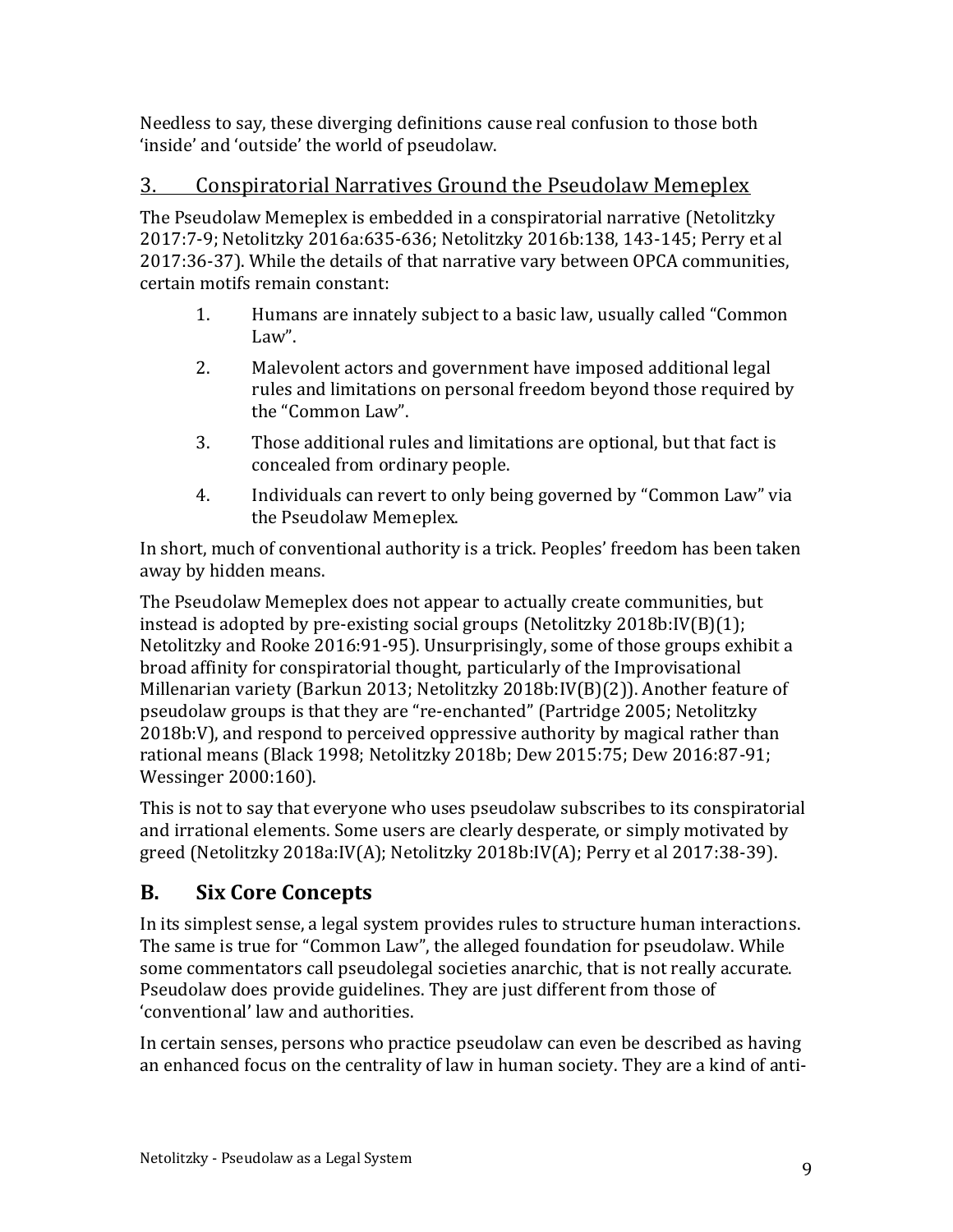Needless to say, these diverging definitions cause real confusion to those both 'inside' and 'outside' the world of pseudolaw.

### 3. Conspiratorial Narratives Ground the Pseudolaw Memeplex

The Pseudolaw Memeplex is embedded in a conspiratorial narrative (Netolitzky 2017:7-9; Netolitzky 2016a:635-636; Netolitzky 2016b:138, 143-145; Perry et al 2017:36-37). While the details of that narrative vary between OPCA communities, certain motifs remain constant:

1. Humans are innately subject to a basic law, usually called "Common Law".
2. Malevolent actors and government have imposed additional legal rules and limitations on personal freedom beyond those required by the "Common Law".
3. Those additional rules and limitations are optional, but that fact is concealed from ordinary people.
4. Individuals can revert to only being governed by "Common Law" via the Pseudolaw Memeplex.

In short, much of conventional authority is a trick. Peoples' freedom has been taken away by hidden means.

The Pseudolaw Memeplex does not appear to actually create communities, but instead is adopted by pre-existing social groups (Netolitzky 2018b:IV(B)(1); Netolitzky and Rooke 2016:91-95). Unsurprisingly, some of those groups exhibit a broad affinity for conspiratorial thought, particularly of the Improvisational Millenarian variety (Barkun 2013; Netolitzky 2018b:IV(B)(2)). Another feature of pseudolaw groups is that they are "re-enchanted" (Partridge 2005; Netolitzky 2018b:V), and respond to perceived oppressive authority by magical rather than rational means (Black 1998; Netolitzky 2018b; Dew 2015:75; Dew 2016:87-91; Wessinger 2000:160).

This is not to say that everyone who uses pseudolaw subscribes to its conspiratorial and irrational elements. Some users are clearly desperate, or simply motivated by greed (Netolitzky 2018a:IV(A); Netolitzky 2018b:IV(A); Perry et al 2017:38-39).

## B. Six Core Concepts

In its simplest sense, a legal system provides rules to structure human interactions. The same is true for "Common Law", the alleged foundation for pseudolaw. While some commentators call pseudolegal societies anarchic, that is not really accurate. Pseudolaw does provide guidelines. They are just different from those of 'conventional' law and authorities.

In certain senses, persons who practice pseudolaw can even be described as having an enhanced focus on the centrality of law in human society. They are a kind of anti-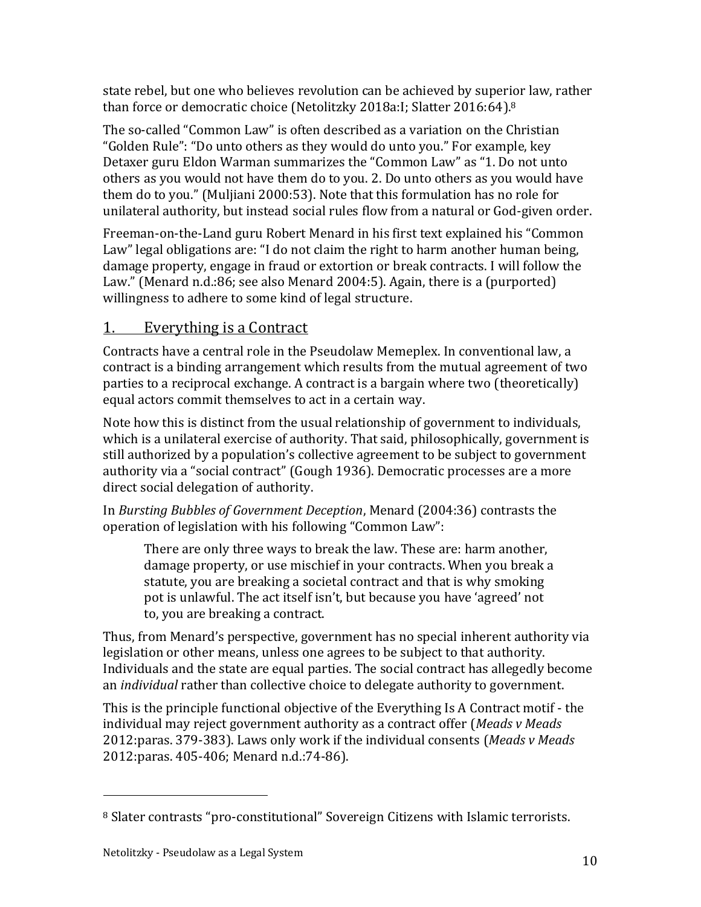state rebel, but one who believes revolution can be achieved by superior law, rather than force or democratic choice (Netolitzky 2018a:I; Slatter 2016:64).[8]

The so-called "Common Law" is often described as a variation on the Christian "Golden Rule": "Do unto others as they would do unto you." For example, key Detaxer guru Eldon Warman summarizes the "Common Law" as "1. Do not unto others as you would not have them do to you. 2. Do unto others as you would have them do to you." (Muljiani 2000:53). Note that this formulation has no role for unilateral authority, but instead social rules flow from a natural or God-given order.

Freeman-on-the-Land guru Robert Menard in his first text explained his "Common Law" legal obligations are: "I do not claim the right to harm another human being, damage property, engage in fraud or extortion or break contracts. I will follow the Law." (Menard n.d.:86; see also Menard 2004:5). Again, there is a (purported) willingness to adhere to some kind of legal structure.

## 1. Everything is a Contract

Contracts have a central role in the Pseudolaw Memeplex. In conventional law, a contract is a binding arrangement which results from the mutual agreement of two parties to a reciprocal exchange. A contract is a bargain where two (theoretically) equal actors commit themselves to act in a certain way.

Note how this is distinct from the usual relationship of government to individuals, which is a unilateral exercise of authority. That said, philosophically, government is still authorized by a population's collective agreement to be subject to government authority via a "social contract" (Gough 1936). Democratic processes are a more direct social delegation of authority.

In *Bursting Bubbles of Government Deception*, Menard (2004:36) contrasts the operation of legislation with his following "Common Law":

> There are only three ways to break the law. These are: harm another, damage property, or use mischief in your contracts. When you break a statute, you are breaking a societal contract and that is why smoking pot is unlawful. The act itself isn't, but because you have 'agreed' not to, you are breaking a contract.

Thus, from Menard's perspective, government has no special inherent authority via legislation or other means, unless one agrees to be subject to that authority. Individuals and the state are equal parties. The social contract has allegedly become an *individual* rather than collective choice to delegate authority to government.

This is the principle functional objective of the Everything Is A Contract motif - the individual may reject government authority as a contract offer (*Meads v Meads* 2012:paras. 379-383). Laws only work if the individual consents (*Meads v Meads* 2012:paras. 405-406; Menard n.d.:74-86).

---

[8] Slater contrasts "pro-constitutional" Sovereign Citizens with Islamic terrorists.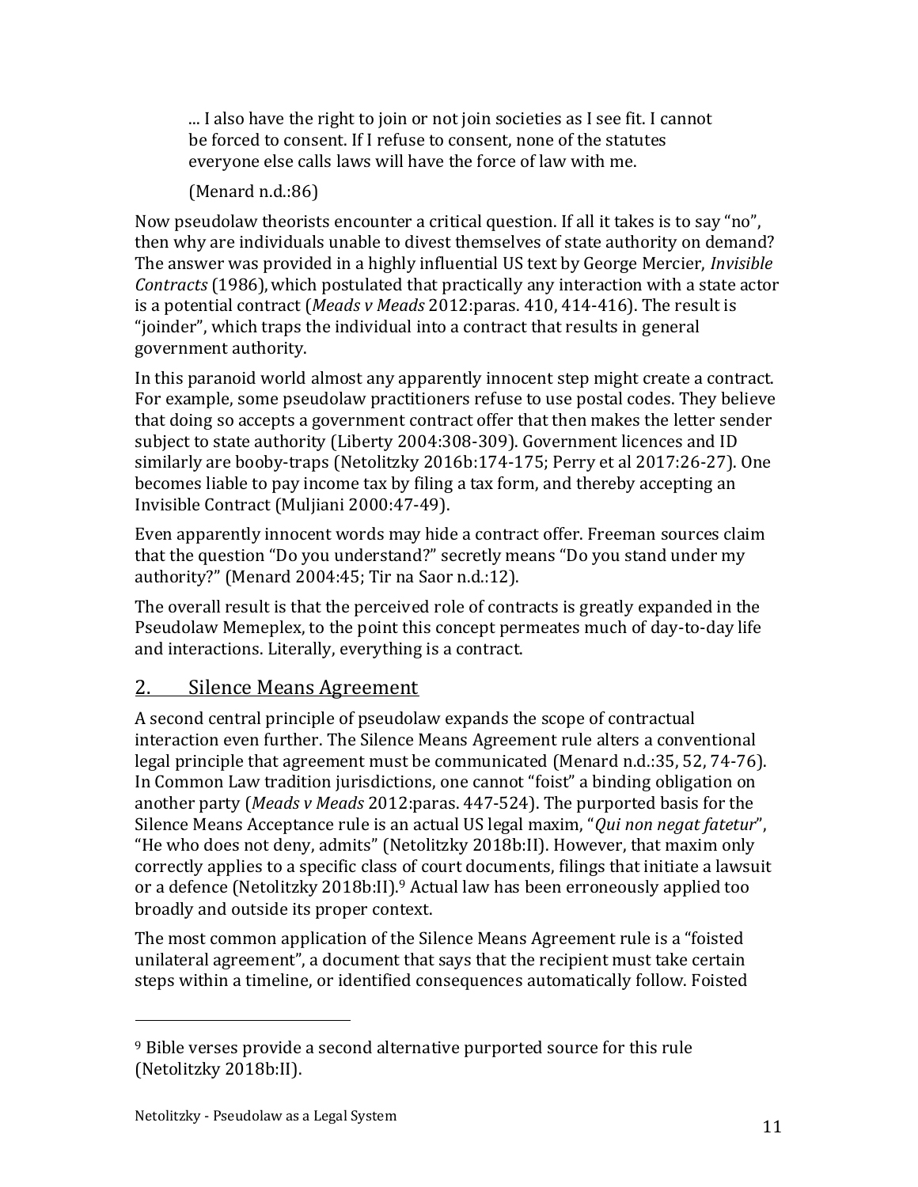> ... I also have the right to join or not join societies as I see fit. I cannot be forced to consent. If I refuse to consent, none of the statutes everyone else calls laws will have the force of law with me.
>
> (Menard n.d.:86)

Now pseudolaw theorists encounter a critical question. If all it takes is to say "no", then why are individuals unable to divest themselves of state authority on demand? The answer was provided in a highly influential US text by George Mercier, *Invisible Contracts* (1986), which postulated that practically any interaction with a state actor is a potential contract (*Meads v Meads* 2012:paras. 410, 414-416). The result is "joinder", which traps the individual into a contract that results in general government authority.

In this paranoid world almost any apparently innocent step might create a contract. For example, some pseudolaw practitioners refuse to use postal codes. They believe that doing so accepts a government contract offer that then makes the letter sender subject to state authority (Liberty 2004:308-309). Government licences and ID similarly are booby-traps (Netolitzky 2016b:174-175; Perry et al 2017:26-27). One becomes liable to pay income tax by filing a tax form, and thereby accepting an Invisible Contract (Muljiani 2000:47-49).

Even apparently innocent words may hide a contract offer. Freeman sources claim that the question "Do you understand?" secretly means "Do you stand under my authority?" (Menard 2004:45; Tir na Saor n.d.:12).

The overall result is that the perceived role of contracts is greatly expanded in the Pseudolaw Memeplex, to the point this concept permeates much of day-to-day life and interactions. Literally, everything is a contract.

## 2. Silence Means Agreement

A second central principle of pseudolaw expands the scope of contractual interaction even further. The Silence Means Agreement rule alters a conventional legal principle that agreement must be communicated (Menard n.d.:35, 52, 74-76). In Common Law tradition jurisdictions, one cannot "foist" a binding obligation on another party (*Meads v Meads* 2012:paras. 447-524). The purported basis for the Silence Means Acceptance rule is an actual US legal maxim, "*Qui non negat fatetur*", "He who does not deny, admits" (Netolitzky 2018b:II). However, that maxim only correctly applies to a specific class of court documents, filings that initiate a lawsuit or a defence (Netolitzky 2018b:II).[9] Actual law has been erroneously applied too broadly and outside its proper context.

The most common application of the Silence Means Agreement rule is a "foisted unilateral agreement", a document that says that the recipient must take certain steps within a timeline, or identified consequences automatically follow. Foisted

---

[9] Bible verses provide a second alternative purported source for this rule (Netolitzky 2018b:II).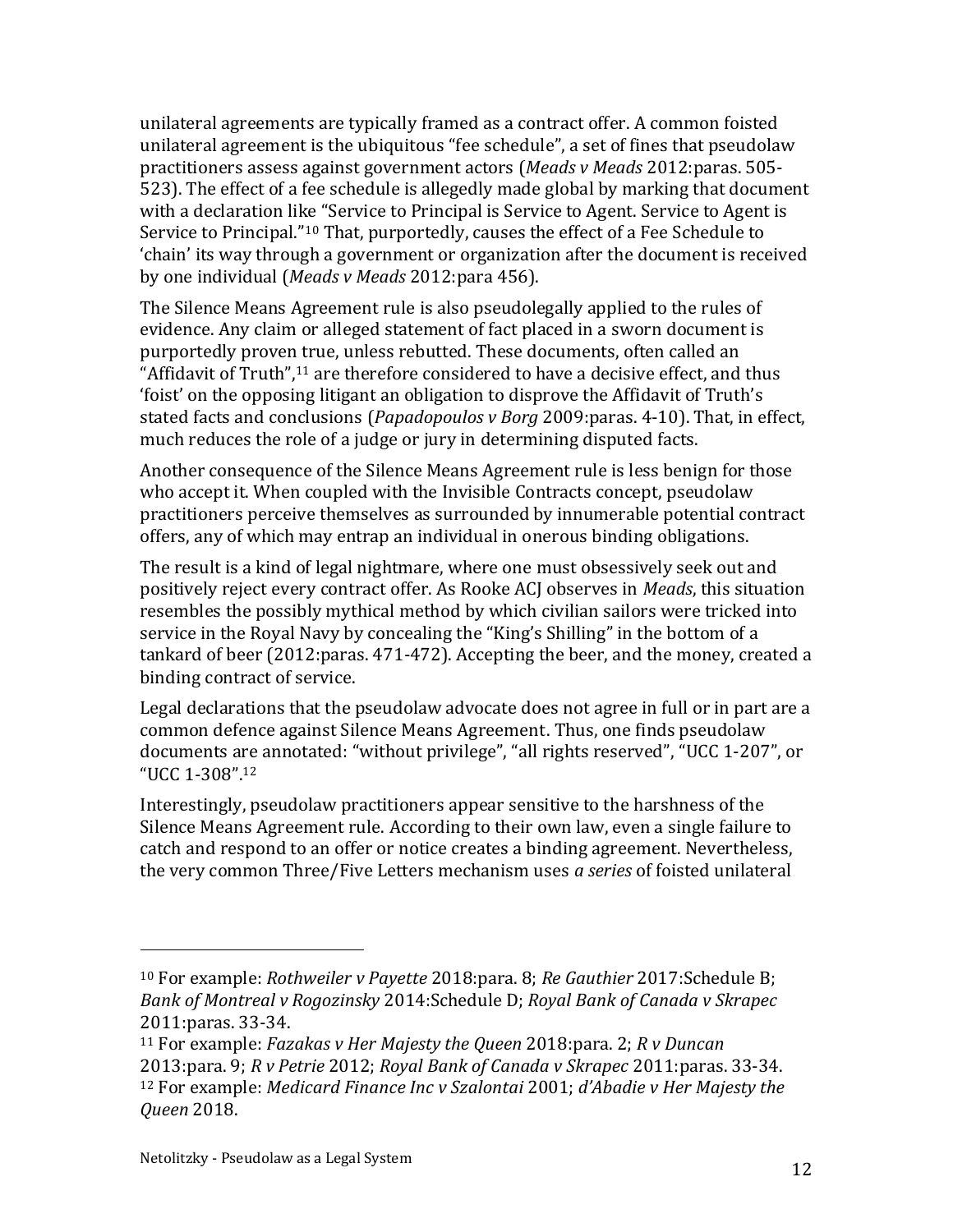unilateral agreements are typically framed as a contract offer. A common foisted unilateral agreement is the ubiquitous "fee schedule", a set of fines that pseudolaw practitioners assess against government actors (*Meads v Meads* 2012:paras. 505-523). The effect of a fee schedule is allegedly made global by marking that document with a declaration like "Service to Principal is Service to Agent. Service to Agent is Service to Principal."[10] That, purportedly, causes the effect of a Fee Schedule to 'chain' its way through a government or organization after the document is received by one individual (*Meads v Meads* 2012:para 456).

The Silence Means Agreement rule is also pseudolegally applied to the rules of evidence. Any claim or alleged statement of fact placed in a sworn document is purportedly proven true, unless rebutted. These documents, often called an "Affidavit of Truth",[11] are therefore considered to have a decisive effect, and thus 'foist' on the opposing litigant an obligation to disprove the Affidavit of Truth's stated facts and conclusions (*Papadopoulos v Borg* 2009:paras. 4-10). That, in effect, much reduces the role of a judge or jury in determining disputed facts.

Another consequence of the Silence Means Agreement rule is less benign for those who accept it. When coupled with the Invisible Contracts concept, pseudolaw practitioners perceive themselves as surrounded by innumerable potential contract offers, any of which may entrap an individual in onerous binding obligations.

The result is a kind of legal nightmare, where one must obsessively seek out and positively reject every contract offer. As Rooke ACJ observes in *Meads*, this situation resembles the possibly mythical method by which civilian sailors were tricked into service in the Royal Navy by concealing the "King's Shilling" in the bottom of a tankard of beer (2012:paras. 471-472). Accepting the beer, and the money, created a binding contract of service.

Legal declarations that the pseudolaw advocate does not agree in full or in part are a common defence against Silence Means Agreement. Thus, one finds pseudolaw documents are annotated: "without privilege", "all rights reserved", "UCC 1-207", or "UCC 1-308".[12]

Interestingly, pseudolaw practitioners appear sensitive to the harshness of the Silence Means Agreement rule. According to their own law, even a single failure to catch and respond to an offer or notice creates a binding agreement. Nevertheless, the very common Three/Five Letters mechanism uses *a series* of foisted unilateral

---

[10] For example: *Rothweiler v Payette* 2018:para. 8; *Re Gauthier* 2017:Schedule B; *Bank of Montreal v Rogozinsky* 2014:Schedule D; *Royal Bank of Canada v Skrapec* 2011:paras. 33-34.

[11] For example: *Fazakas v Her Majesty the Queen* 2018:para. 2; *R v Duncan* 2013:para. 9; *R v Petrie* 2012; *Royal Bank of Canada v Skrapec* 2011:paras. 33-34.

[12] For example: *Medicard Finance Inc v Szalontai* 2001; *d'Abadie v Her Majesty the Queen* 2018.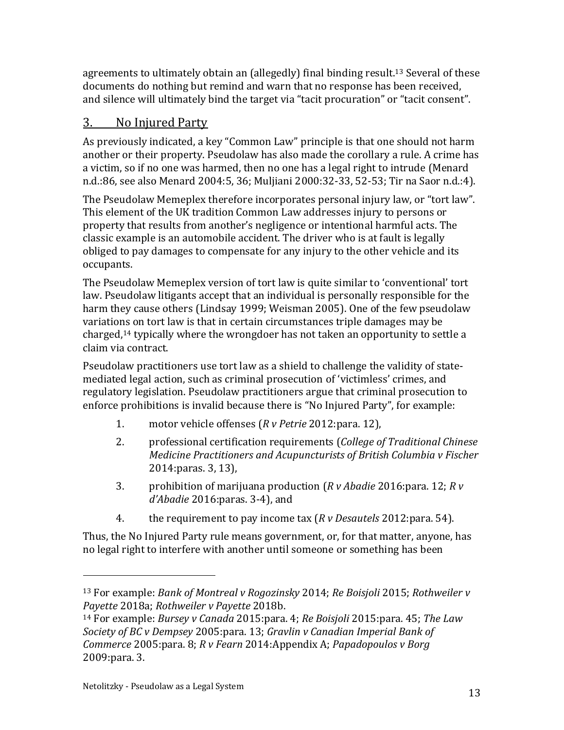agreements to ultimately obtain an (allegedly) final binding result.[13] Several of these documents do nothing but remind and warn that no response has been received, and silence will ultimately bind the target via "tacit procuration" or "tacit consent".

## 3. No Injured Party

As previously indicated, a key "Common Law" principle is that one should not harm another or their property. Pseudolaw has also made the corollary a rule. A crime has a victim, so if no one was harmed, then no one has a legal right to intrude (Menard n.d.:86, see also Menard 2004:5, 36; Muljiani 2000:32-33, 52-53; Tir na Saor n.d.:4).

The Pseudolaw Memeplex therefore incorporates personal injury law, or "tort law". This element of the UK tradition Common Law addresses injury to persons or property that results from another's negligence or intentional harmful acts. The classic example is an automobile accident. The driver who is at fault is legally obliged to pay damages to compensate for any injury to the other vehicle and its occupants.

The Pseudolaw Memeplex version of tort law is quite similar to 'conventional' tort law. Pseudolaw litigants accept that an individual is personally responsible for the harm they cause others (Lindsay 1999; Weisman 2005). One of the few pseudolaw variations on tort law is that in certain circumstances triple damages may be charged,[14] typically where the wrongdoer has not taken an opportunity to settle a claim via contract.

Pseudolaw practitioners use tort law as a shield to challenge the validity of state-mediated legal action, such as criminal prosecution of 'victimless' crimes, and regulatory legislation. Pseudolaw practitioners argue that criminal prosecution to enforce prohibitions is invalid because there is "No Injured Party", for example:

1. motor vehicle offenses (*R v Petrie* 2012:para. 12),
2. professional certification requirements (*College of Traditional Chinese Medicine Practitioners and Acupuncturists of British Columbia v Fischer* 2014:paras. 3, 13),
3. prohibition of marijuana production (*R v Abadie* 2016:para. 12; *R v d'Abadie* 2016:paras. 3-4), and
4. the requirement to pay income tax (*R v Desautels* 2012:para. 54).

Thus, the No Injured Party rule means government, or, for that matter, anyone, has no legal right to interfere with another until someone or something has been

---

[13] For example: *Bank of Montreal v Rogozinsky* 2014; *Re Boisjoli* 2015; *Rothweiler v Payette* 2018a; *Rothweiler v Payette* 2018b.

[14] For example: *Bursey v Canada* 2015:para. 4; *Re Boisjoli* 2015:para. 45; *The Law Society of BC v Dempsey* 2005:para. 13; *Gravlin v Canadian Imperial Bank of Commerce* 2005:para. 8; *R v Fearn* 2014:Appendix A; *Papadopoulos v Borg* 2009:para. 3.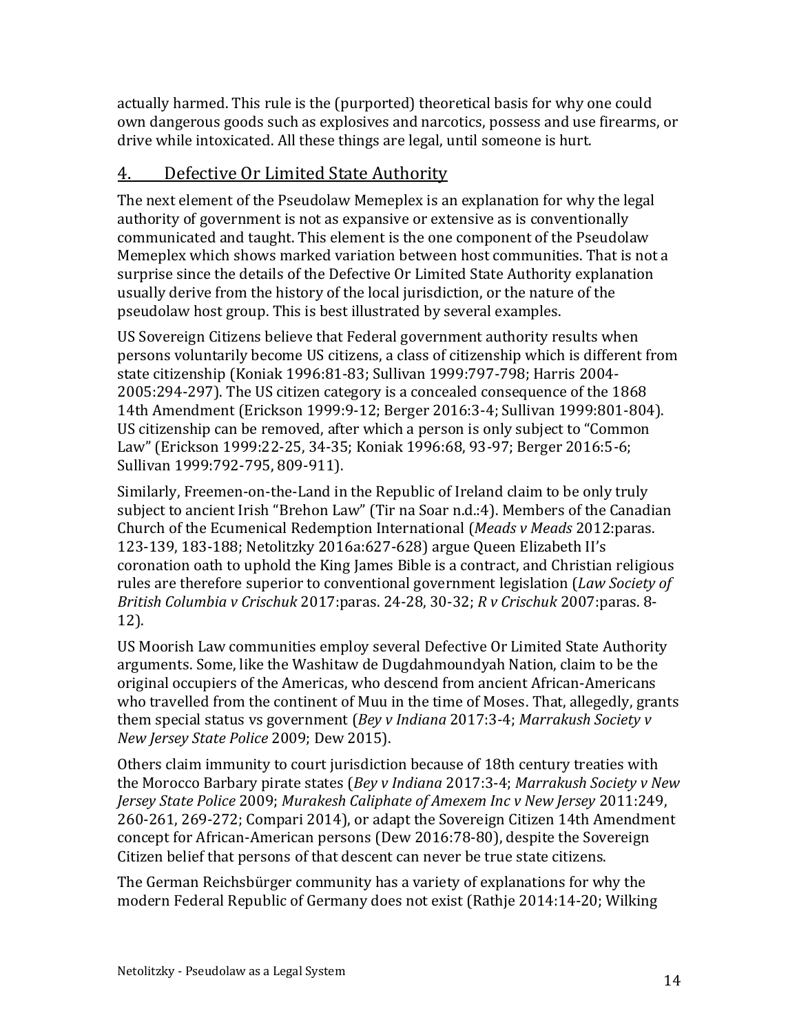actually harmed. This rule is the (purported) theoretical basis for why one could own dangerous goods such as explosives and narcotics, possess and use firearms, or drive while intoxicated. All these things are legal, until someone is hurt.

## 4. Defective Or Limited State Authority

The next element of the Pseudolaw Memeplex is an explanation for why the legal authority of government is not as expansive or extensive as is conventionally communicated and taught. This element is the one component of the Pseudolaw Memeplex which shows marked variation between host communities. That is not a surprise since the details of the Defective Or Limited State Authority explanation usually derive from the history of the local jurisdiction, or the nature of the pseudolaw host group. This is best illustrated by several examples.

US Sovereign Citizens believe that Federal government authority results when persons voluntarily become US citizens, a class of citizenship which is different from state citizenship (Koniak 1996:81-83; Sullivan 1999:797-798; Harris 2004-2005:294-297). The US citizen category is a concealed consequence of the 1868 14th Amendment (Erickson 1999:9-12; Berger 2016:3-4; Sullivan 1999:801-804). US citizenship can be removed, after which a person is only subject to "Common Law" (Erickson 1999:22-25, 34-35; Koniak 1996:68, 93-97; Berger 2016:5-6; Sullivan 1999:792-795, 809-911).

Similarly, Freemen-on-the-Land in the Republic of Ireland claim to be only truly subject to ancient Irish "Brehon Law" (Tir na Soar n.d.:4). Members of the Canadian Church of the Ecumenical Redemption International (*Meads v Meads* 2012:paras. 123-139, 183-188; Netolitzky 2016a:627-628) argue Queen Elizabeth II's coronation oath to uphold the King James Bible is a contract, and Christian religious rules are therefore superior to conventional government legislation (*Law Society of British Columbia v Crischuk* 2017:paras. 24-28, 30-32; *R v Crischuk* 2007:paras. 8-12).

US Moorish Law communities employ several Defective Or Limited State Authority arguments. Some, like the Washitaw de Dugdahmoundyah Nation, claim to be the original occupiers of the Americas, who descend from ancient African-Americans who travelled from the continent of Muu in the time of Moses. That, allegedly, grants them special status vs government (*Bey v Indiana* 2017:3-4; *Marrakush Society v New Jersey State Police* 2009; Dew 2015).

Others claim immunity to court jurisdiction because of 18th century treaties with the Morocco Barbary pirate states (*Bey v Indiana* 2017:3-4; *Marrakush Society v New Jersey State Police* 2009; *Murakesh Caliphate of Amexem Inc v New Jersey* 2011:249, 260-261, 269-272; Compari 2014), or adapt the Sovereign Citizen 14th Amendment concept for African-American persons (Dew 2016:78-80), despite the Sovereign Citizen belief that persons of that descent can never be true state citizens.

The German Reichsbürger community has a variety of explanations for why the modern Federal Republic of Germany does not exist (Rathje 2014:14-20; Wilking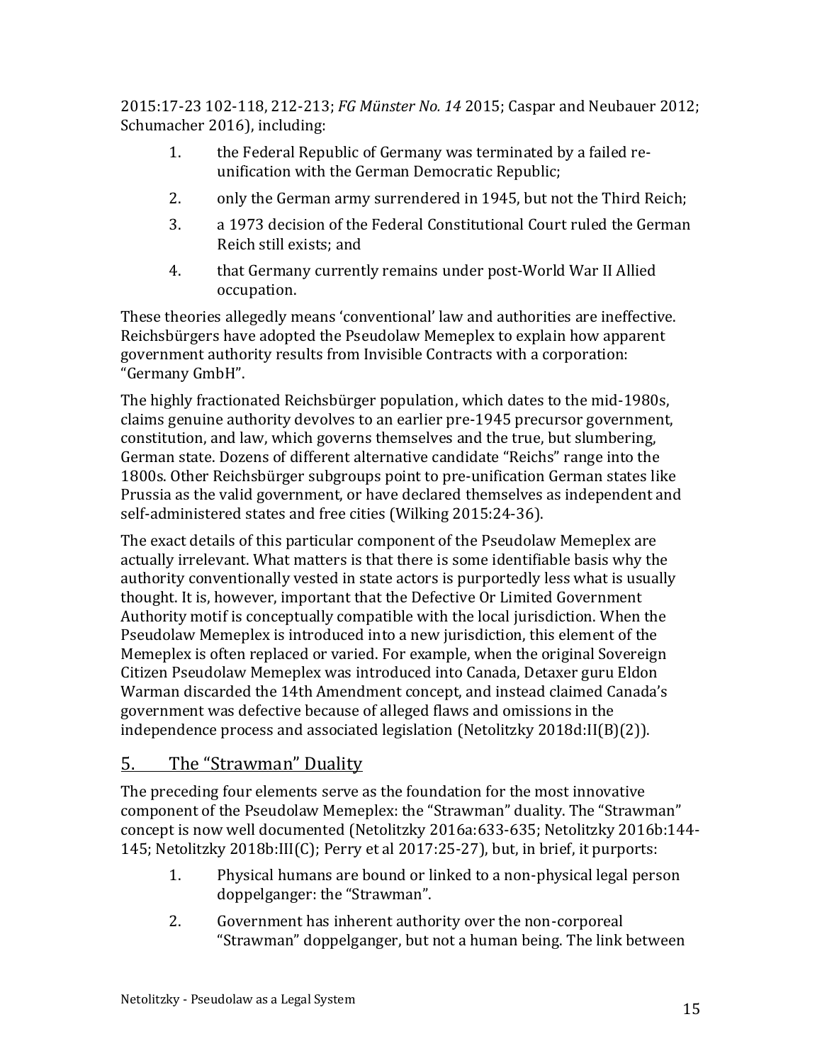2015:17-23 102-118, 212-213; *FG Münster No. 14* 2015; Caspar and Neubauer 2012; Schumacher 2016), including:

1. the Federal Republic of Germany was terminated by a failed re-unification with the German Democratic Republic;
2. only the German army surrendered in 1945, but not the Third Reich;
3. a 1973 decision of the Federal Constitutional Court ruled the German Reich still exists; and
4. that Germany currently remains under post-World War II Allied occupation.

These theories allegedly means 'conventional' law and authorities are ineffective. Reichsbürgers have adopted the Pseudolaw Memeplex to explain how apparent government authority results from Invisible Contracts with a corporation: "Germany GmbH".

The highly fractionated Reichsbürger population, which dates to the mid-1980s, claims genuine authority devolves to an earlier pre-1945 precursor government, constitution, and law, which governs themselves and the true, but slumbering, German state. Dozens of different alternative candidate "Reichs" range into the 1800s. Other Reichsbürger subgroups point to pre-unification German states like Prussia as the valid government, or have declared themselves as independent and self-administered states and free cities (Wilking 2015:24-36).

The exact details of this particular component of the Pseudolaw Memeplex are actually irrelevant. What matters is that there is some identifiable basis why the authority conventionally vested in state actors is purportedly less what is usually thought. It is, however, important that the Defective Or Limited Government Authority motif is conceptually compatible with the local jurisdiction. When the Pseudolaw Memeplex is introduced into a new jurisdiction, this element of the Memeplex is often replaced or varied. For example, when the original Sovereign Citizen Pseudolaw Memeplex was introduced into Canada, Detaxer guru Eldon Warman discarded the 14th Amendment concept, and instead claimed Canada's government was defective because of alleged flaws and omissions in the independence process and associated legislation (Netolitzky 2018d:II(B)(2)).

## 5. The "Strawman" Duality

The preceding four elements serve as the foundation for the most innovative component of the Pseudolaw Memeplex: the "Strawman" duality. The "Strawman" concept is now well documented (Netolitzky 2016a:633-635; Netolitzky 2016b:144-145; Netolitzky 2018b:III(C); Perry et al 2017:25-27), but, in brief, it purports:

1. Physical humans are bound or linked to a non-physical legal person doppelganger: the "Strawman".
2. Government has inherent authority over the non-corporeal "Strawman" doppelganger, but not a human being. The link between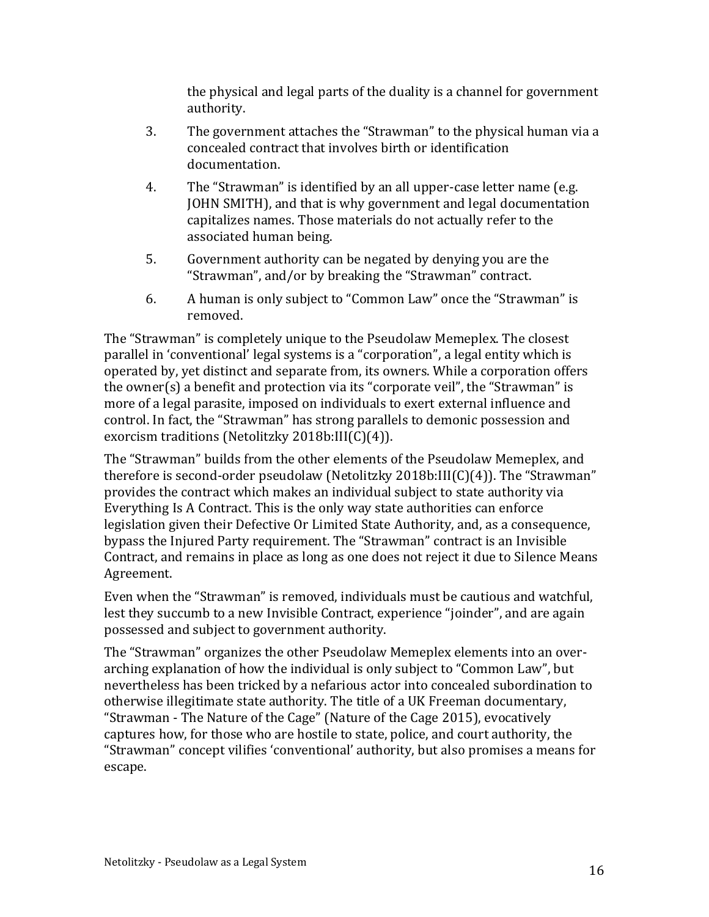the physical and legal parts of the duality is a channel for government authority.

3. The government attaches the “Strawman” to the physical human via a concealed contract that involves birth or identification documentation.
4. The “Strawman” is identified by an all upper-case letter name (e.g. JOHN SMITH), and that is why government and legal documentation capitalizes names. Those materials do not actually refer to the associated human being.
5. Government authority can be negated by denying you are the “Strawman”, and/or by breaking the “Strawman” contract.
6. A human is only subject to “Common Law” once the “Strawman” is removed.

The “Strawman” is completely unique to the Pseudolaw Memeplex. The closest parallel in ‘conventional’ legal systems is a “corporation”, a legal entity which is operated by, yet distinct and separate from, its owners. While a corporation offers the owner(s) a benefit and protection via its “corporate veil”, the “Strawman” is more of a legal parasite, imposed on individuals to exert external influence and control. In fact, the “Strawman” has strong parallels to demonic possession and exorcism traditions (Netolitzky 2018b:III(C)(4)).

The “Strawman” builds from the other elements of the Pseudolaw Memeplex, and therefore is second-order pseudolaw (Netolitzky 2018b:III(C)(4)). The “Strawman” provides the contract which makes an individual subject to state authority via Everything Is A Contract. This is the only way state authorities can enforce legislation given their Defective Or Limited State Authority, and, as a consequence, bypass the Injured Party requirement. The “Strawman” contract is an Invisible Contract, and remains in place as long as one does not reject it due to Silence Means Agreement.

Even when the “Strawman” is removed, individuals must be cautious and watchful, lest they succumb to a new Invisible Contract, experience “joinder”, and are again possessed and subject to government authority.

The “Strawman” organizes the other Pseudolaw Memeplex elements into an over-arching explanation of how the individual is only subject to “Common Law”, but nevertheless has been tricked by a nefarious actor into concealed subordination to otherwise illegitimate state authority. The title of a UK Freeman documentary, “Strawman - The Nature of the Cage” (Nature of the Cage 2015), evocatively captures how, for those who are hostile to state, police, and court authority, the “Strawman” concept vilifies ‘conventional’ authority, but also promises a means for escape.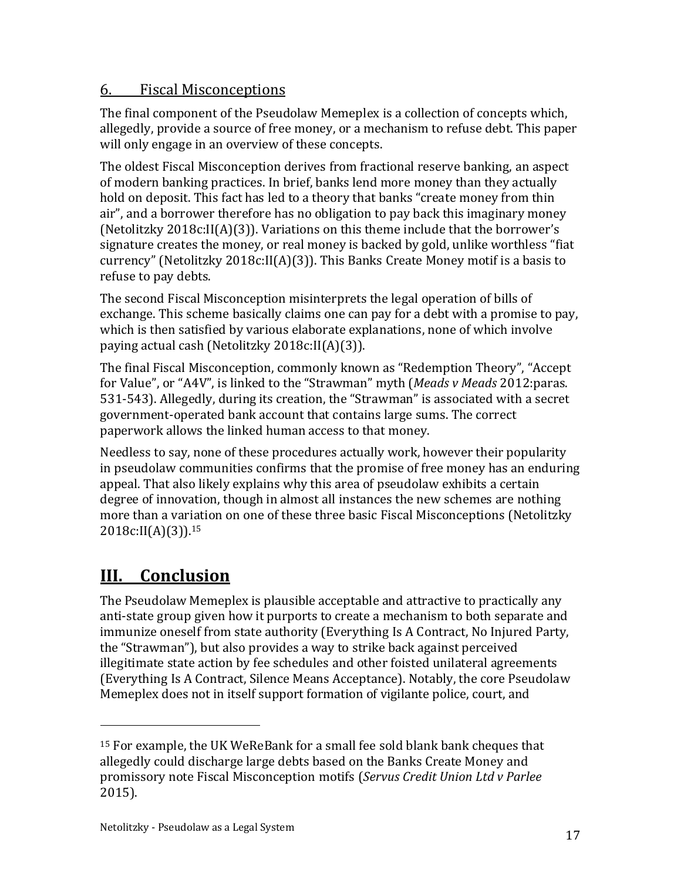### 6. Fiscal Misconceptions

The final component of the Pseudolaw Memeplex is a collection of concepts which, allegedly, provide a source of free money, or a mechanism to refuse debt. This paper will only engage in an overview of these concepts.

The oldest Fiscal Misconception derives from fractional reserve banking, an aspect of modern banking practices. In brief, banks lend more money than they actually hold on deposit. This fact has led to a theory that banks "create money from thin air", and a borrower therefore has no obligation to pay back this imaginary money (Netolitzky 2018c:II(A)(3)). Variations on this theme include that the borrower's signature creates the money, or real money is backed by gold, unlike worthless "fiat currency" (Netolitzky 2018c:II(A)(3)). This Banks Create Money motif is a basis to refuse to pay debts.

The second Fiscal Misconception misinterprets the legal operation of bills of exchange. This scheme basically claims one can pay for a debt with a promise to pay, which is then satisfied by various elaborate explanations, none of which involve paying actual cash (Netolitzky 2018c:II(A)(3)).

The final Fiscal Misconception, commonly known as "Redemption Theory", "Accept for Value", or "A4V", is linked to the "Strawman" myth (*Meads v Meads* 2012:paras. 531-543). Allegedly, during its creation, the "Strawman" is associated with a secret government-operated bank account that contains large sums. The correct paperwork allows the linked human access to that money.

Needless to say, none of these procedures actually work, however their popularity in pseudolaw communities confirms that the promise of free money has an enduring appeal. That also likely explains why this area of pseudolaw exhibits a certain degree of innovation, though in almost all instances the new schemes are nothing more than a variation on one of these three basic Fiscal Misconceptions (Netolitzky 2018c:II(A)(3)).[15]

## III. Conclusion

The Pseudolaw Memeplex is plausible acceptable and attractive to practically any anti-state group given how it purports to create a mechanism to both separate and immunize oneself from state authority (Everything Is A Contract, No Injured Party, the "Strawman"), but also provides a way to strike back against perceived illegitimate state action by fee schedules and other foisted unilateral agreements (Everything Is A Contract, Silence Means Acceptance). Notably, the core Pseudolaw Memeplex does not in itself support formation of vigilante police, court, and

[15] For example, the UK WeReBank for a small fee sold blank bank cheques that allegedly could discharge large debts based on the Banks Create Money and promissory note Fiscal Misconception motifs (*Servus Credit Union Ltd v Parlee* 2015).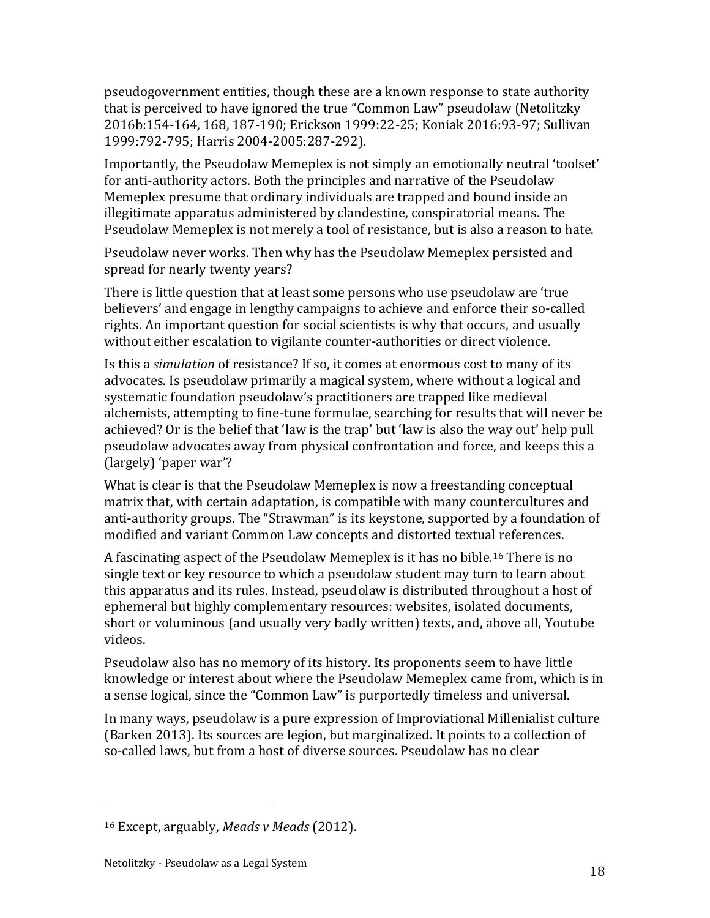pseudogovernment entities, though these are a known response to state authority that is perceived to have ignored the true "Common Law" pseudolaw (Netolitzky 2016b:154-164, 168, 187-190; Erickson 1999:22-25; Koniak 2016:93-97; Sullivan 1999:792-795; Harris 2004-2005:287-292).

Importantly, the Pseudolaw Memeplex is not simply an emotionally neutral 'toolset' for anti-authority actors. Both the principles and narrative of the Pseudolaw Memeplex presume that ordinary individuals are trapped and bound inside an illegitimate apparatus administered by clandestine, conspiratorial means. The Pseudolaw Memeplex is not merely a tool of resistance, but is also a reason to hate.

Pseudolaw never works. Then why has the Pseudolaw Memeplex persisted and spread for nearly twenty years?

There is little question that at least some persons who use pseudolaw are 'true believers' and engage in lengthy campaigns to achieve and enforce their so-called rights. An important question for social scientists is why that occurs, and usually without either escalation to vigilante counter-authorities or direct violence.

Is this a *simulation* of resistance? If so, it comes at enormous cost to many of its advocates. Is pseudolaw primarily a magical system, where without a logical and systematic foundation pseudolaw's practitioners are trapped like medieval alchemists, attempting to fine-tune formulae, searching for results that will never be achieved? Or is the belief that 'law is the trap' but 'law is also the way out' help pull pseudolaw advocates away from physical confrontation and force, and keeps this a (largely) 'paper war'?

What is clear is that the Pseudolaw Memeplex is now a freestanding conceptual matrix that, with certain adaptation, is compatible with many countercultures and anti-authority groups. The "Strawman" is its keystone, supported by a foundation of modified and variant Common Law concepts and distorted textual references.

A fascinating aspect of the Pseudolaw Memeplex is it has no bible.[16] There is no single text or key resource to which a pseudolaw student may turn to learn about this apparatus and its rules. Instead, pseudolaw is distributed throughout a host of ephemeral but highly complementary resources: websites, isolated documents, short or voluminous (and usually very badly written) texts, and, above all, Youtube videos.

Pseudolaw also has no memory of its history. Its proponents seem to have little knowledge or interest about where the Pseudolaw Memeplex came from, which is in a sense logical, since the "Common Law" is purportedly timeless and universal.

In many ways, pseudolaw is a pure expression of Improviational Millenialist culture (Barken 2013). Its sources are legion, but marginalized. It points to a collection of so-called laws, but from a host of diverse sources. Pseudolaw has no clear

[16] Except, arguably, *Meads v Meads* (2012).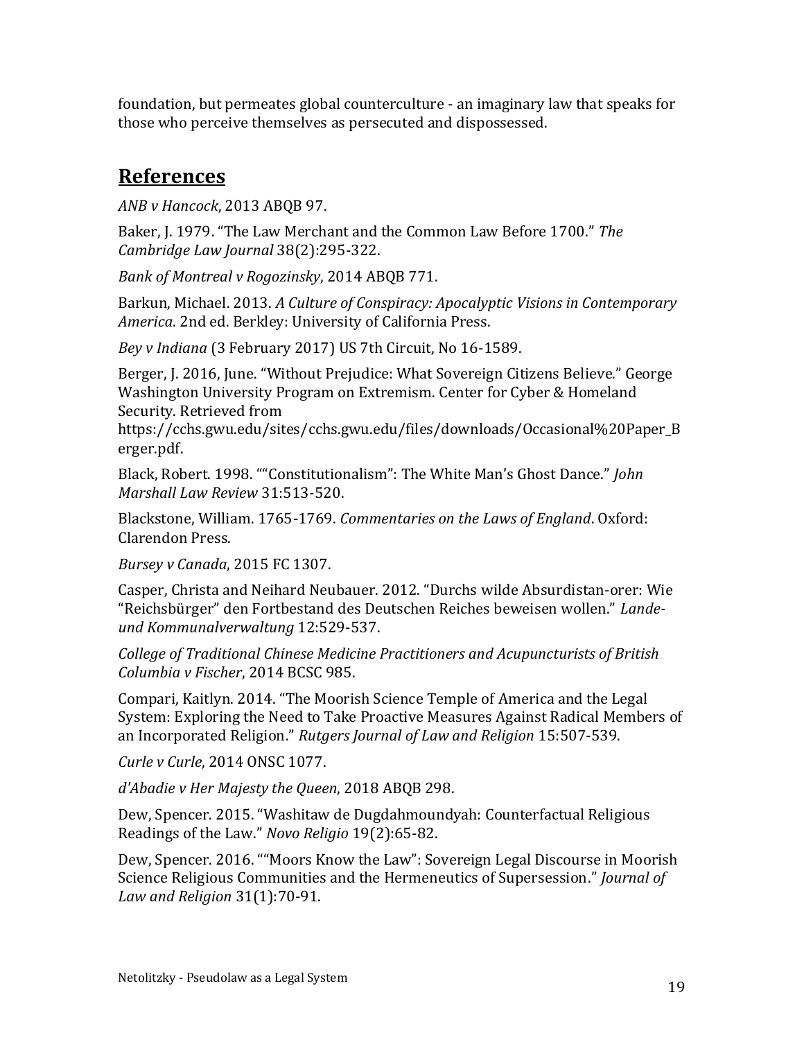foundation, but permeates global counterculture - an imaginary law that speaks for those who perceive themselves as persecuted and dispossessed.

## References

*ANB v Hancock*, 2013 ABQB 97.

Baker, J. 1979. "The Law Merchant and the Common Law Before 1700." *The Cambridge Law Journal* 38(2):295-322.

*Bank of Montreal v Rogozinsky*, 2014 ABQB 771.

Barkun, Michael. 2013. *A Culture of Conspiracy: Apocalyptic Visions in Contemporary America*. 2nd ed. Berkley: University of California Press.

*Bey v Indiana* (3 February 2017) US 7th Circuit, No 16-1589.

Berger, J. 2016, June. "Without Prejudice: What Sovereign Citizens Believe." George Washington University Program on Extremism. Center for Cyber & Homeland Security. Retrieved from https://cchs.gwu.edu/sites/cchs.gwu.edu/files/downloads/Occasional%20Paper_Berger.pdf.

Black, Robert. 1998. ""Constitutionalism": The White Man's Ghost Dance." *John Marshall Law Review* 31:513-520.

Blackstone, William. 1765-1769. *Commentaries on the Laws of England*. Oxford: Clarendon Press.

*Bursey v Canada*, 2015 FC 1307.

Casper, Christa and Neihard Neubauer. 2012. "Durchs wilde Absurdistan-orer: Wie "Reichsbürger" den Fortbestand des Deutschen Reiches beweisen wollen." *Lande- und Kommunalverwaltung* 12:529-537.

*College of Traditional Chinese Medicine Practitioners and Acupuncturists of British Columbia v Fischer*, 2014 BCSC 985.

Compari, Kaitlyn. 2014. "The Moorish Science Temple of America and the Legal System: Exploring the Need to Take Proactive Measures Against Radical Members of an Incorporated Religion." *Rutgers Journal of Law and Religion* 15:507-539.

*Curle v Curle*, 2014 ONSC 1077.

*d'Abadie v Her Majesty the Queen*, 2018 ABQB 298.

Dew, Spencer. 2015. "Washitaw de Dugdahmoundyah: Counterfactual Religious Readings of the Law." *Novo Religio* 19(2):65-82.

Dew, Spencer. 2016. ""Moors Know the Law": Sovereign Legal Discourse in Moorish Science Religious Communities and the Hermeneutics of Supersession." *Journal of Law and Religion* 31(1):70-91.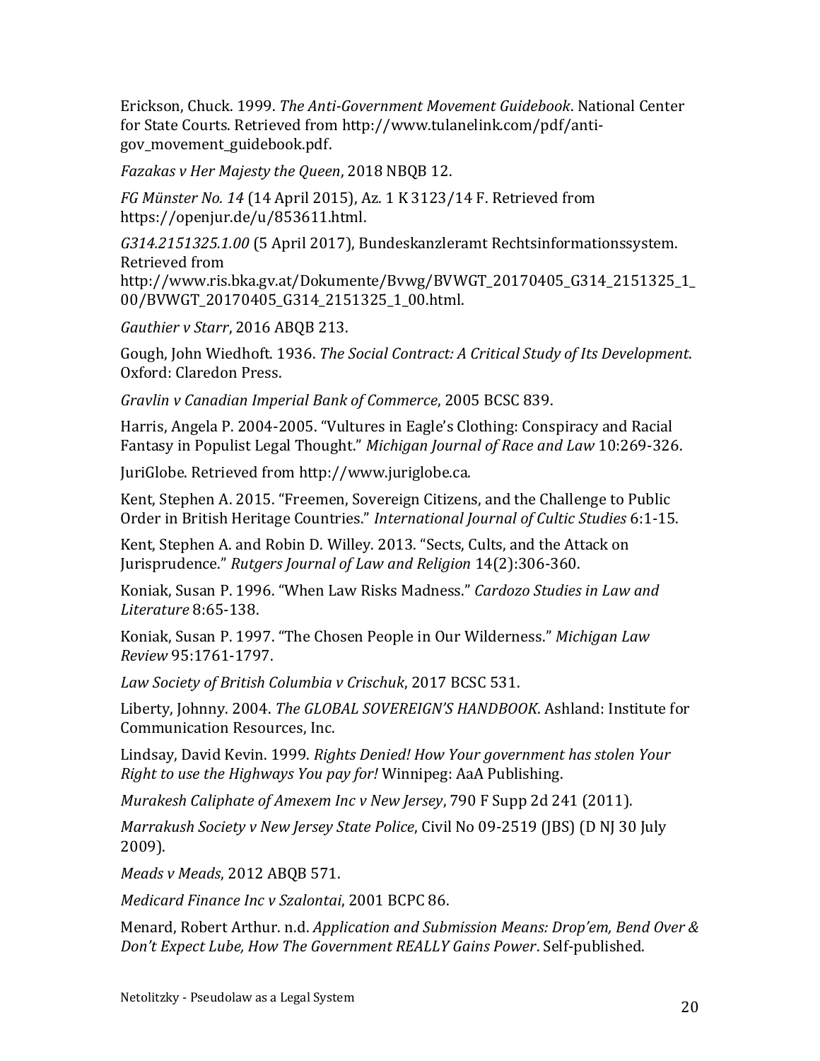Erickson, Chuck. 1999. *The Anti-Government Movement Guidebook*. National Center for State Courts. Retrieved from http://www.tulanelink.com/pdf/anti-gov_movement_guidebook.pdf.

*Fazakas v Her Majesty the Queen*, 2018 NBQB 12.

*FG Münster No. 14* (14 April 2015), Az. 1 K 3123/14 F. Retrieved from https://openjur.de/u/853611.html.

*G314.2151325.1.00* (5 April 2017), Bundeskanzleramt Rechtsinformationssystem. Retrieved from http://www.ris.bka.gv.at/Dokumente/Bvwg/BVWGT_20170405_G314_2151325_1_00/BVWGT_20170405_G314_2151325_1_00.html.

*Gauthier v Starr*, 2016 ABQB 213.

Gough, John Wiedhoft. 1936. *The Social Contract: A Critical Study of Its Development*. Oxford: Claredon Press.

*Gravlin v Canadian Imperial Bank of Commerce*, 2005 BCSC 839.

Harris, Angela P. 2004-2005. "Vultures in Eagle's Clothing: Conspiracy and Racial Fantasy in Populist Legal Thought." *Michigan Journal of Race and Law* 10:269-326.

JuriGlobe. Retrieved from http://www.juriglobe.ca.

Kent, Stephen A. 2015. "Freemen, Sovereign Citizens, and the Challenge to Public Order in British Heritage Countries." *International Journal of Cultic Studies* 6:1-15.

Kent, Stephen A. and Robin D. Willey. 2013. "Sects, Cults, and the Attack on Jurisprudence." *Rutgers Journal of Law and Religion* 14(2):306-360.

Koniak, Susan P. 1996. "When Law Risks Madness." *Cardozo Studies in Law and Literature* 8:65-138.

Koniak, Susan P. 1997. "The Chosen People in Our Wilderness." *Michigan Law Review* 95:1761-1797.

*Law Society of British Columbia v Crischuk*, 2017 BCSC 531.

Liberty, Johnny. 2004. *The GLOBAL SOVEREIGN'S HANDBOOK*. Ashland: Institute for Communication Resources, Inc.

Lindsay, David Kevin. 1999. *Rights Denied! How Your government has stolen Your Right to use the Highways You pay for!* Winnipeg: AaA Publishing.

*Murakesh Caliphate of Amexem Inc v New Jersey*, 790 F Supp 2d 241 (2011).

*Marrakush Society v New Jersey State Police*, Civil No 09-2519 (JBS) (D NJ 30 July 2009).

*Meads v Meads*, 2012 ABQB 571.

*Medicard Finance Inc v Szalontai*, 2001 BCPC 86.

Menard, Robert Arthur. n.d. *Application and Submission Means: Drop'em, Bend Over & Don't Expect Lube, How The Government REALLY Gains Power*. Self-published.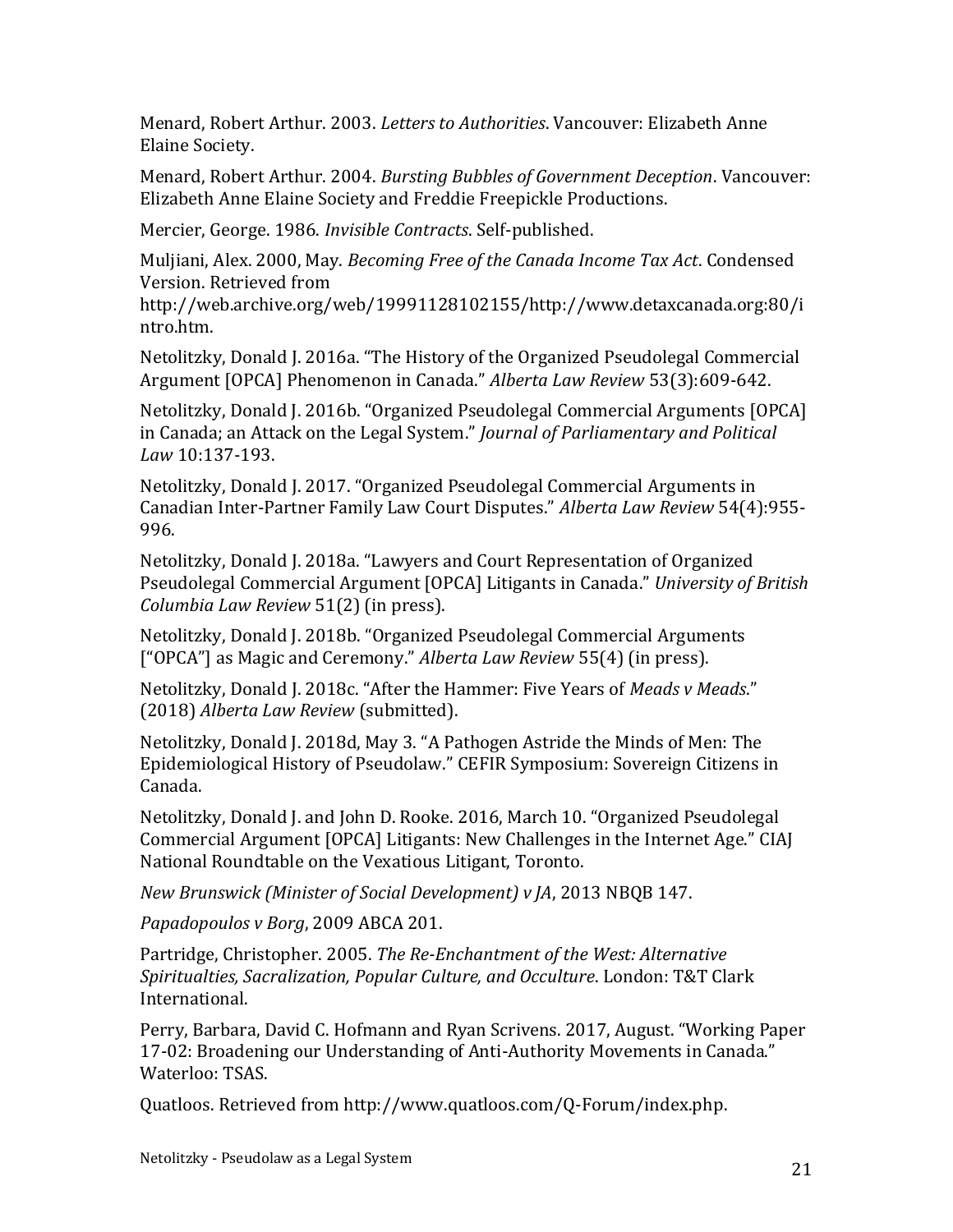Menard, Robert Arthur. 2003. *Letters to Authorities*. Vancouver: Elizabeth Anne Elaine Society.

Menard, Robert Arthur. 2004. *Bursting Bubbles of Government Deception*. Vancouver: Elizabeth Anne Elaine Society and Freddie Freepickle Productions.

Mercier, George. 1986. *Invisible Contracts*. Self-published.

Muljiani, Alex. 2000, May. *Becoming Free of the Canada Income Tax Act*. Condensed Version. Retrieved from http://web.archive.org/web/19991128102155/http://www.detaxcanada.org:80/intro.htm.

Netolitzky, Donald J. 2016a. "The History of the Organized Pseudolegal Commercial Argument [OPCA] Phenomenon in Canada." *Alberta Law Review* 53(3):609-642.

Netolitzky, Donald J. 2016b. "Organized Pseudolegal Commercial Arguments [OPCA] in Canada; an Attack on the Legal System." *Journal of Parliamentary and Political Law* 10:137-193.

Netolitzky, Donald J. 2017. "Organized Pseudolegal Commercial Arguments in Canadian Inter-Partner Family Law Court Disputes." *Alberta Law Review* 54(4):955-996.

Netolitzky, Donald J. 2018a. "Lawyers and Court Representation of Organized Pseudolegal Commercial Argument [OPCA] Litigants in Canada." *University of British Columbia Law Review* 51(2) (in press).

Netolitzky, Donald J. 2018b. "Organized Pseudolegal Commercial Arguments ["OPCA"] as Magic and Ceremony." *Alberta Law Review* 55(4) (in press).

Netolitzky, Donald J. 2018c. "After the Hammer: Five Years of *Meads v Meads*." (2018) *Alberta Law Review* (submitted).

Netolitzky, Donald J. 2018d, May 3. "A Pathogen Astride the Minds of Men: The Epidemiological History of Pseudolaw." CEFIR Symposium: Sovereign Citizens in Canada.

Netolitzky, Donald J. and John D. Rooke. 2016, March 10. "Organized Pseudolegal Commercial Argument [OPCA] Litigants: New Challenges in the Internet Age." CIAJ National Roundtable on the Vexatious Litigant, Toronto.

*New Brunswick (Minister of Social Development) v JA*, 2013 NBQB 147.

*Papadopoulos v Borg*, 2009 ABCA 201.

Partridge, Christopher. 2005. *The Re-Enchantment of the West: Alternative Spiritualties, Sacralization, Popular Culture, and Occulture*. London: T&T Clark International.

Perry, Barbara, David C. Hofmann and Ryan Scrivens. 2017, August. "Working Paper 17-02: Broadening our Understanding of Anti-Authority Movements in Canada." Waterloo: TSAS.

Quatloos. Retrieved from http://www.quatloos.com/Q-Forum/index.php.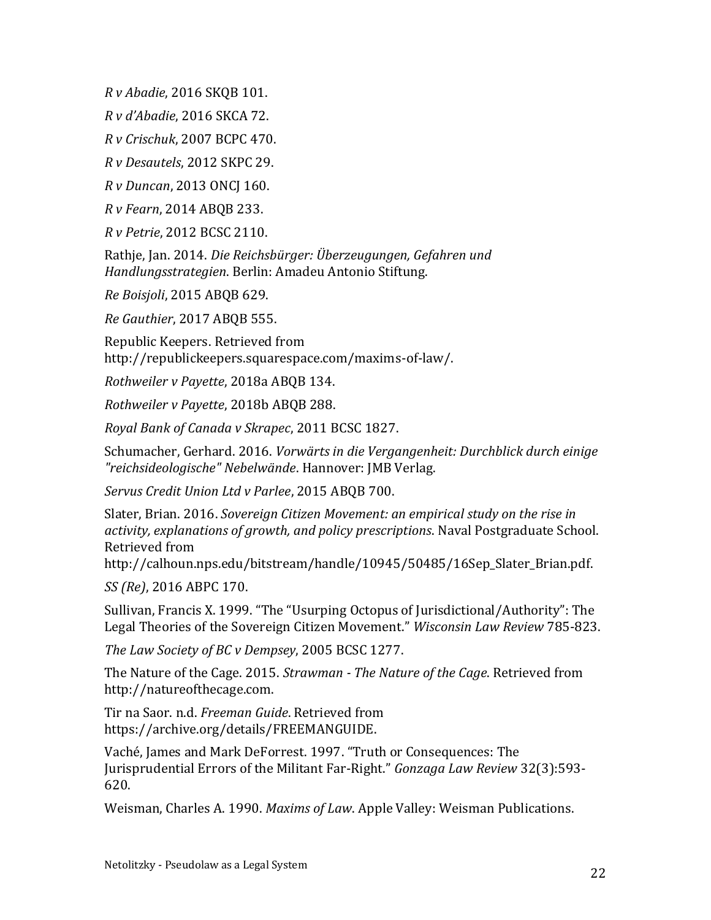*R v Abadie*, 2016 SKQB 101.

*R v d'Abadie*, 2016 SKCA 72.

*R v Crischuk*, 2007 BCPC 470.

*R v Desautels*, 2012 SKPC 29.

*R v Duncan*, 2013 ONCJ 160.

*R v Fearn*, 2014 ABQB 233.

*R v Petrie*, 2012 BCSC 2110.

Rathje, Jan. 2014. *Die Reichsbürger: Überzeugungen, Gefahren und Handlungsstrategien*. Berlin: Amadeu Antonio Stiftung.

*Re Boisjoli*, 2015 ABQB 629.

*Re Gauthier*, 2017 ABQB 555.

Republic Keepers. Retrieved from http://republickeepers.squarespace.com/maxims-of-law/.

*Rothweiler v Payette*, 2018a ABQB 134.

*Rothweiler v Payette*, 2018b ABQB 288.

*Royal Bank of Canada v Skrapec*, 2011 BCSC 1827.

Schumacher, Gerhard. 2016. *Vorwärts in die Vergangenheit: Durchblick durch einige "reichsideologische" Nebelwände*. Hannover: JMB Verlag.

*Servus Credit Union Ltd v Parlee*, 2015 ABQB 700.

Slater, Brian. 2016. *Sovereign Citizen Movement: an empirical study on the rise in activity, explanations of growth, and policy prescriptions*. Naval Postgraduate School. Retrieved from http://calhoun.nps.edu/bitstream/handle/10945/50485/16Sep_Slater_Brian.pdf.

*SS (Re)*, 2016 ABPC 170.

Sullivan, Francis X. 1999. "The "Usurping Octopus of Jurisdictional/Authority": The Legal Theories of the Sovereign Citizen Movement." *Wisconsin Law Review* 785-823.

*The Law Society of BC v Dempsey*, 2005 BCSC 1277.

The Nature of the Cage. 2015. *Strawman - The Nature of the Cage*. Retrieved from http://natureofthecage.com.

Tir na Saor. n.d. *Freeman Guide*. Retrieved from https://archive.org/details/FREEMANGUIDE.

Vaché, James and Mark DeForrest. 1997. "Truth or Consequences: The Jurisprudential Errors of the Militant Far-Right." *Gonzaga Law Review* 32(3):593-620.

Weisman, Charles A. 1990. *Maxims of Law*. Apple Valley: Weisman Publications.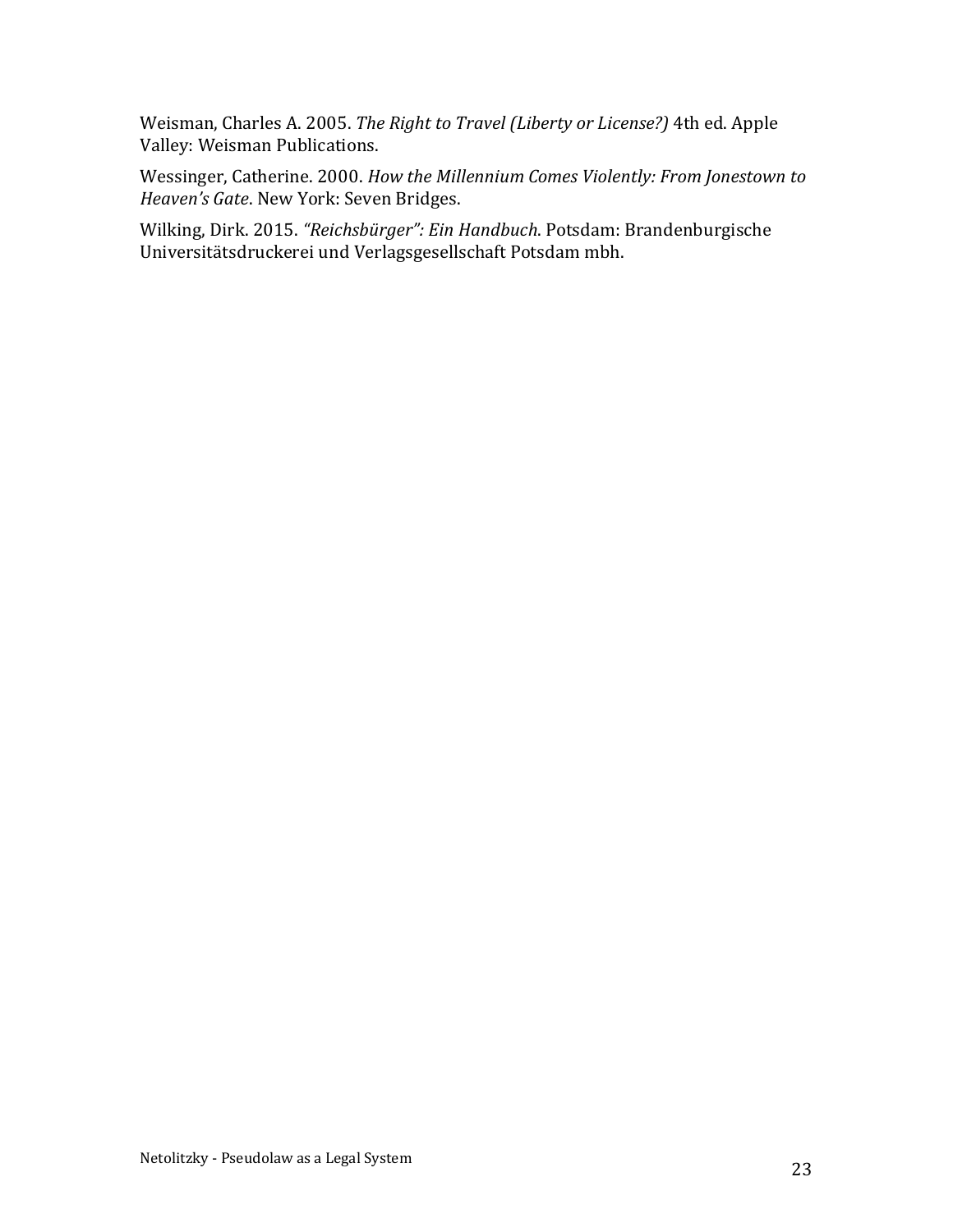Weisman, Charles A. 2005. *The Right to Travel (Liberty or License?)* 4th ed. Apple Valley: Weisman Publications.

Wessinger, Catherine. 2000. *How the Millennium Comes Violently: From Jonestown to Heaven's Gate*. New York: Seven Bridges.

Wilking, Dirk. 2015. *"Reichsbürger": Ein Handbuch*. Potsdam: Brandenburgische Universitätsdruckerei und Verlagsgesellschaft Potsdam mbh.